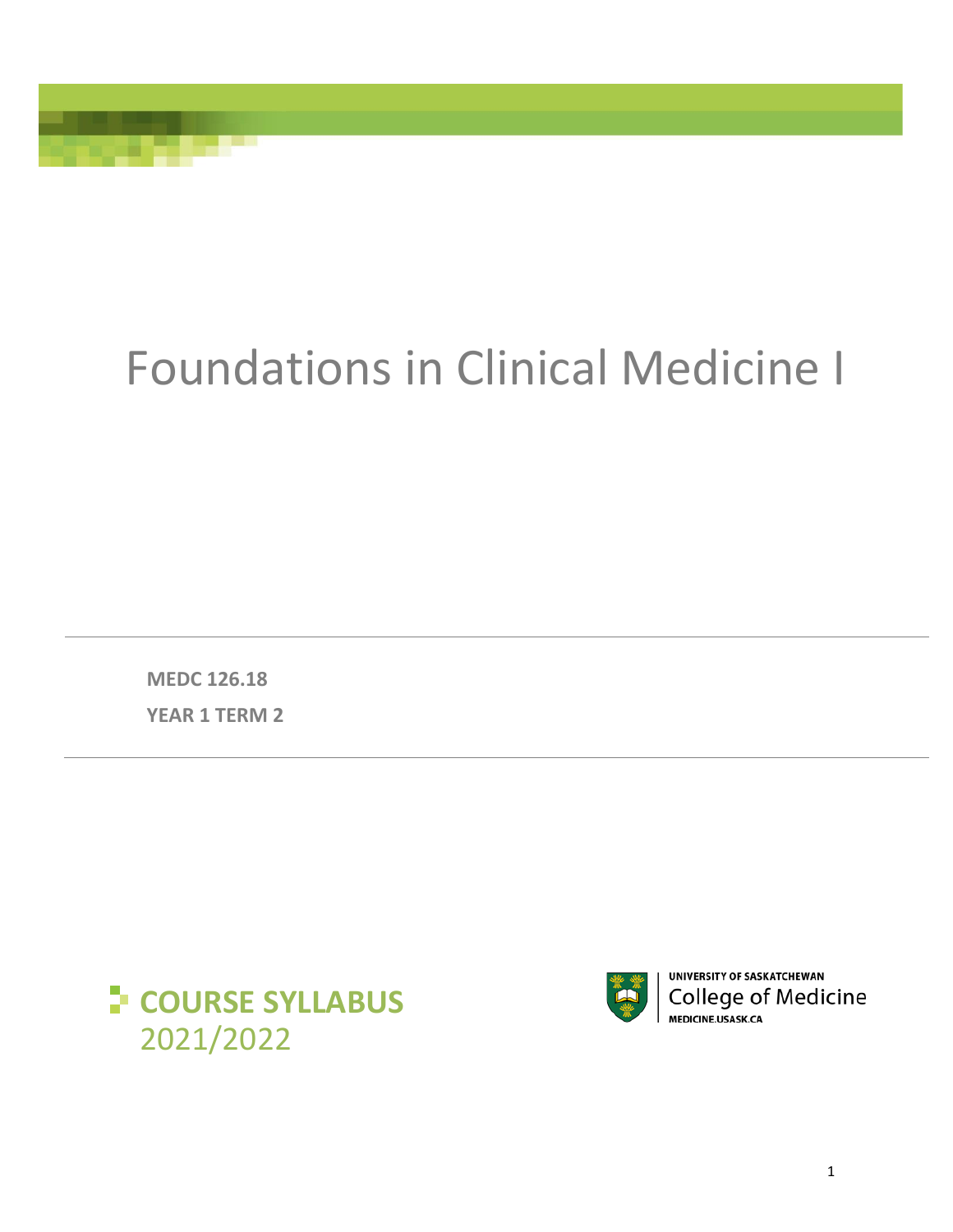# Foundations in Clinical Medicine I

**MEDC 126.18**

**YEAR 1 TERM 2**

**COURSE SYLLABUS**
2021/2022

UNIVERSITY OF SASKATCHEWAN
College of Medicine
MEDICINE.USASK.CA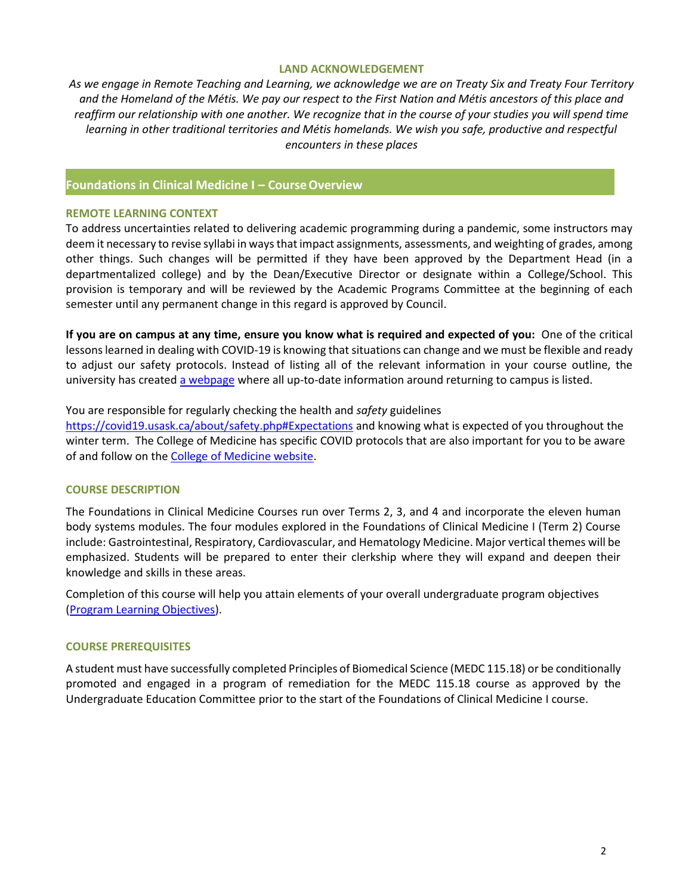## LAND ACKNOWLEDGEMENT

*As we engage in Remote Teaching and Learning, we acknowledge we are on Treaty Six and Treaty Four Territory and the Homeland of the Métis. We pay our respect to the First Nation and Métis ancestors of this place and reaffirm our relationship with one another. We recognize that in the course of your studies you will spend time learning in other traditional territories and Métis homelands. We wish you safe, productive and respectful encounters in these places*

# Foundations in Clinical Medicine I – Course Overview

### REMOTE LEARNING CONTEXT

To address uncertainties related to delivering academic programming during a pandemic, some instructors may deem it necessary to revise syllabi in ways that impact assignments, assessments, and weighting of grades, among other things. Such changes will be permitted if they have been approved by the Department Head (in a departmentalized college) and by the Dean/Executive Director or designate within a College/School. This provision is temporary and will be reviewed by the Academic Programs Committee at the beginning of each semester until any permanent change in this regard is approved by Council.

**If you are on campus at any time, ensure you know what is required and expected of you:** One of the critical lessons learned in dealing with COVID-19 is knowing that situations can change and we must be flexible and ready to adjust our safety protocols. Instead of listing all of the relevant information in your course outline, the university has created a webpage where all up-to-date information around returning to campus is listed.

You are responsible for regularly checking the health and *safety* guidelines https://covid19.usask.ca/about/safety.php#Expectations and knowing what is expected of you throughout the winter term. The College of Medicine has specific COVID protocols that are also important for you to be aware of and follow on the College of Medicine website.

### COURSE DESCRIPTION

The Foundations in Clinical Medicine Courses run over Terms 2, 3, and 4 and incorporate the eleven human body systems modules. The four modules explored in the Foundations of Clinical Medicine I (Term 2) Course include: Gastrointestinal, Respiratory, Cardiovascular, and Hematology Medicine. Major vertical themes will be emphasized. Students will be prepared to enter their clerkship where they will expand and deepen their knowledge and skills in these areas.

Completion of this course will help you attain elements of your overall undergraduate program objectives (Program Learning Objectives).

### COURSE PREREQUISITES

A student must have successfully completed Principles of Biomedical Science (MEDC 115.18) or be conditionally promoted and engaged in a program of remediation for the MEDC 115.18 course as approved by the Undergraduate Education Committee prior to the start of the Foundations of Clinical Medicine I course.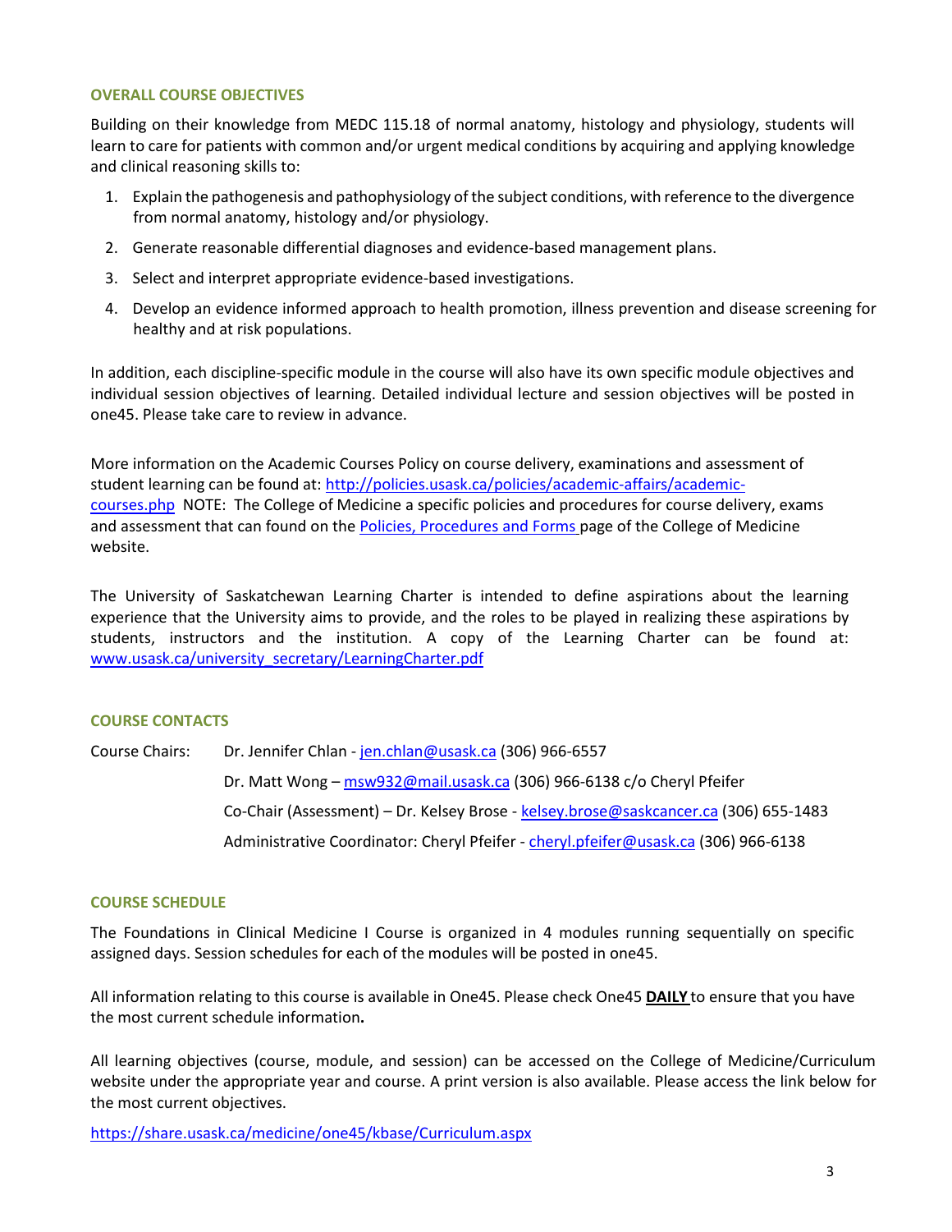## OVERALL COURSE OBJECTIVES

Building on their knowledge from MEDC 115.18 of normal anatomy, histology and physiology, students will learn to care for patients with common and/or urgent medical conditions by acquiring and applying knowledge and clinical reasoning skills to:

1. Explain the pathogenesis and pathophysiology of the subject conditions, with reference to the divergence from normal anatomy, histology and/or physiology.
2. Generate reasonable differential diagnoses and evidence-based management plans.
3. Select and interpret appropriate evidence-based investigations.
4. Develop an evidence informed approach to health promotion, illness prevention and disease screening for healthy and at risk populations.

In addition, each discipline-specific module in the course will also have its own specific module objectives and individual session objectives of learning. Detailed individual lecture and session objectives will be posted in one45. Please take care to review in advance.

More information on the Academic Courses Policy on course delivery, examinations and assessment of student learning can be found at: http://policies.usask.ca/policies/academic-affairs/academic-courses.php NOTE: The College of Medicine a specific policies and procedures for course delivery, exams and assessment that can found on the Policies, Procedures and Forms page of the College of Medicine website.

The University of Saskatchewan Learning Charter is intended to define aspirations about the learning experience that the University aims to provide, and the roles to be played in realizing these aspirations by students, instructors and the institution. A copy of the Learning Charter can be found at: www.usask.ca/university_secretary/LearningCharter.pdf

## COURSE CONTACTS

Course Chairs: Dr. Jennifer Chlan - jen.chlan@usask.ca (306) 966-6557

Dr. Matt Wong – msw932@mail.usask.ca (306) 966-6138 c/o Cheryl Pfeifer

Co-Chair (Assessment) – Dr. Kelsey Brose - kelsey.brose@saskcancer.ca (306) 655-1483

Administrative Coordinator: Cheryl Pfeifer - cheryl.pfeifer@usask.ca (306) 966-6138

## COURSE SCHEDULE

The Foundations in Clinical Medicine I Course is organized in 4 modules running sequentially on specific assigned days. Session schedules for each of the modules will be posted in one45.

All information relating to this course is available in One45. Please check One45 **DAILY** to ensure that you have the most current schedule information**.**

All learning objectives (course, module, and session) can be accessed on the College of Medicine/Curriculum website under the appropriate year and course. A print version is also available. Please access the link below for the most current objectives.

https://share.usask.ca/medicine/one45/kbase/Curriculum.aspx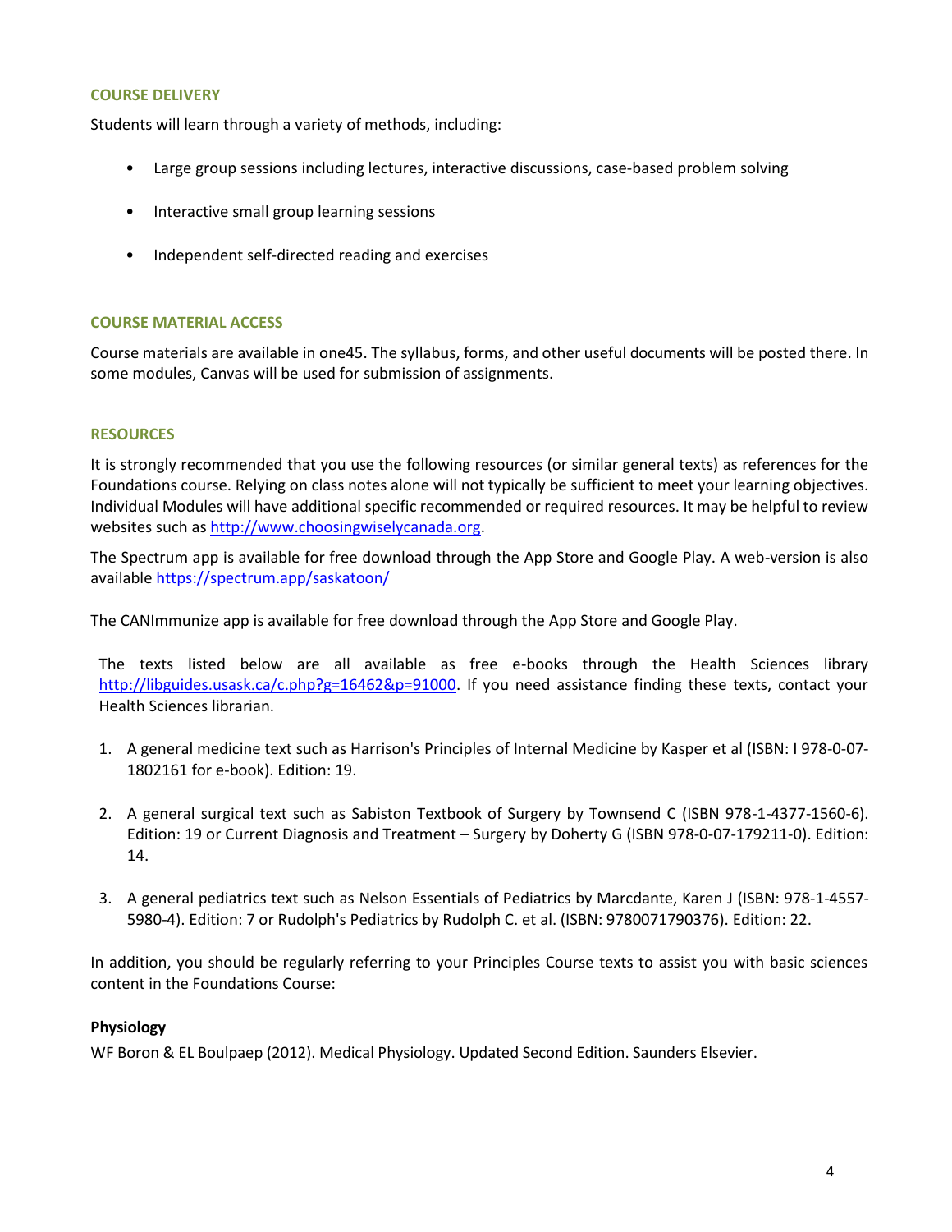### COURSE DELIVERY

Students will learn through a variety of methods, including:

- Large group sessions including lectures, interactive discussions, case-based problem solving
- Interactive small group learning sessions
- Independent self-directed reading and exercises

### COURSE MATERIAL ACCESS

Course materials are available in one45. The syllabus, forms, and other useful documents will be posted there. In some modules, Canvas will be used for submission of assignments.

### RESOURCES

It is strongly recommended that you use the following resources (or similar general texts) as references for the Foundations course. Relying on class notes alone will not typically be sufficient to meet your learning objectives. Individual Modules will have additional specific recommended or required resources. It may be helpful to review websites such as http://www.choosingwiselycanada.org.

The Spectrum app is available for free download through the App Store and Google Play. A web-version is also available https://spectrum.app/saskatoon/

The CANImmunize app is available for free download through the App Store and Google Play.

The texts listed below are all available as free e-books through the Health Sciences library http://libguides.usask.ca/c.php?g=16462&p=91000. If you need assistance finding these texts, contact your Health Sciences librarian.

1. A general medicine text such as Harrison's Principles of Internal Medicine by Kasper et al (ISBN: I 978-0-07-1802161 for e-book). Edition: 19.
2. A general surgical text such as Sabiston Textbook of Surgery by Townsend C (ISBN 978-1-4377-1560-6). Edition: 19 or Current Diagnosis and Treatment – Surgery by Doherty G (ISBN 978-0-07-179211-0). Edition: 14.
3. A general pediatrics text such as Nelson Essentials of Pediatrics by Marcdante, Karen J (ISBN: 978-1-4557-5980-4). Edition: 7 or Rudolph's Pediatrics by Rudolph C. et al. (ISBN: 9780071790376). Edition: 22.

In addition, you should be regularly referring to your Principles Course texts to assist you with basic sciences content in the Foundations Course:

**Physiology**

WF Boron & EL Boulpaep (2012). Medical Physiology. Updated Second Edition. Saunders Elsevier.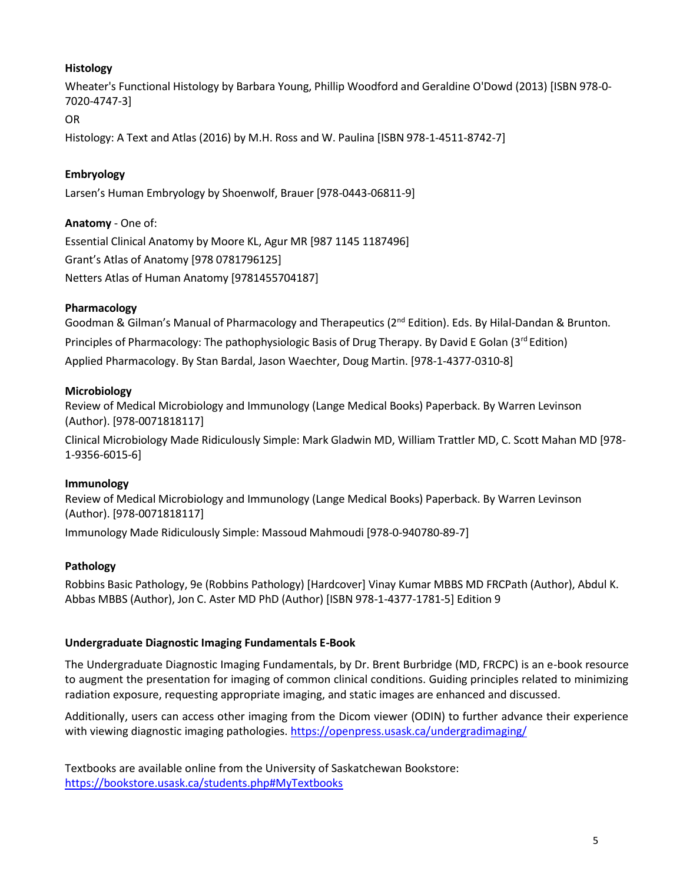**Histology**

Wheater's Functional Histology by Barbara Young, Phillip Woodford and Geraldine O'Dowd (2013) [ISBN 978-0-7020-4747-3]

OR

Histology: A Text and Atlas (2016) by M.H. Ross and W. Paulina [ISBN 978-1-4511-8742-7]

**Embryology**

Larsen's Human Embryology by Shoenwolf, Brauer [978-0443-06811-9]

**Anatomy** - One of:

Essential Clinical Anatomy by Moore KL, Agur MR [987 1145 1187496]

Grant's Atlas of Anatomy [978 0781796125]

Netters Atlas of Human Anatomy [9781455704187]

**Pharmacology**

Goodman & Gilman's Manual of Pharmacology and Therapeutics (2nd Edition). Eds. By Hilal-Dandan & Brunton.

Principles of Pharmacology: The pathophysiologic Basis of Drug Therapy. By David E Golan (3rd Edition)

Applied Pharmacology. By Stan Bardal, Jason Waechter, Doug Martin. [978-1-4377-0310-8]

**Microbiology**

Review of Medical Microbiology and Immunology (Lange Medical Books) Paperback. By Warren Levinson (Author). [978-0071818117]

Clinical Microbiology Made Ridiculously Simple: Mark Gladwin MD, William Trattler MD, C. Scott Mahan MD [978-1-9356-6015-6]

**Immunology**

Review of Medical Microbiology and Immunology (Lange Medical Books) Paperback. By Warren Levinson (Author). [978-0071818117]

Immunology Made Ridiculously Simple: Massoud Mahmoudi [978-0-940780-89-7]

**Pathology**

Robbins Basic Pathology, 9e (Robbins Pathology) [Hardcover] Vinay Kumar MBBS MD FRCPath (Author), Abdul K. Abbas MBBS (Author), Jon C. Aster MD PhD (Author) [ISBN 978-1-4377-1781-5] Edition 9

**Undergraduate Diagnostic Imaging Fundamentals E-Book**

The Undergraduate Diagnostic Imaging Fundamentals, by Dr. Brent Burbridge (MD, FRCPC) is an e-book resource to augment the presentation for imaging of common clinical conditions. Guiding principles related to minimizing radiation exposure, requesting appropriate imaging, and static images are enhanced and discussed.

Additionally, users can access other imaging from the Dicom viewer (ODIN) to further advance their experience with viewing diagnostic imaging pathologies. https://openpress.usask.ca/undergradimaging/

Textbooks are available online from the University of Saskatchewan Bookstore: https://bookstore.usask.ca/students.php#MyTextbooks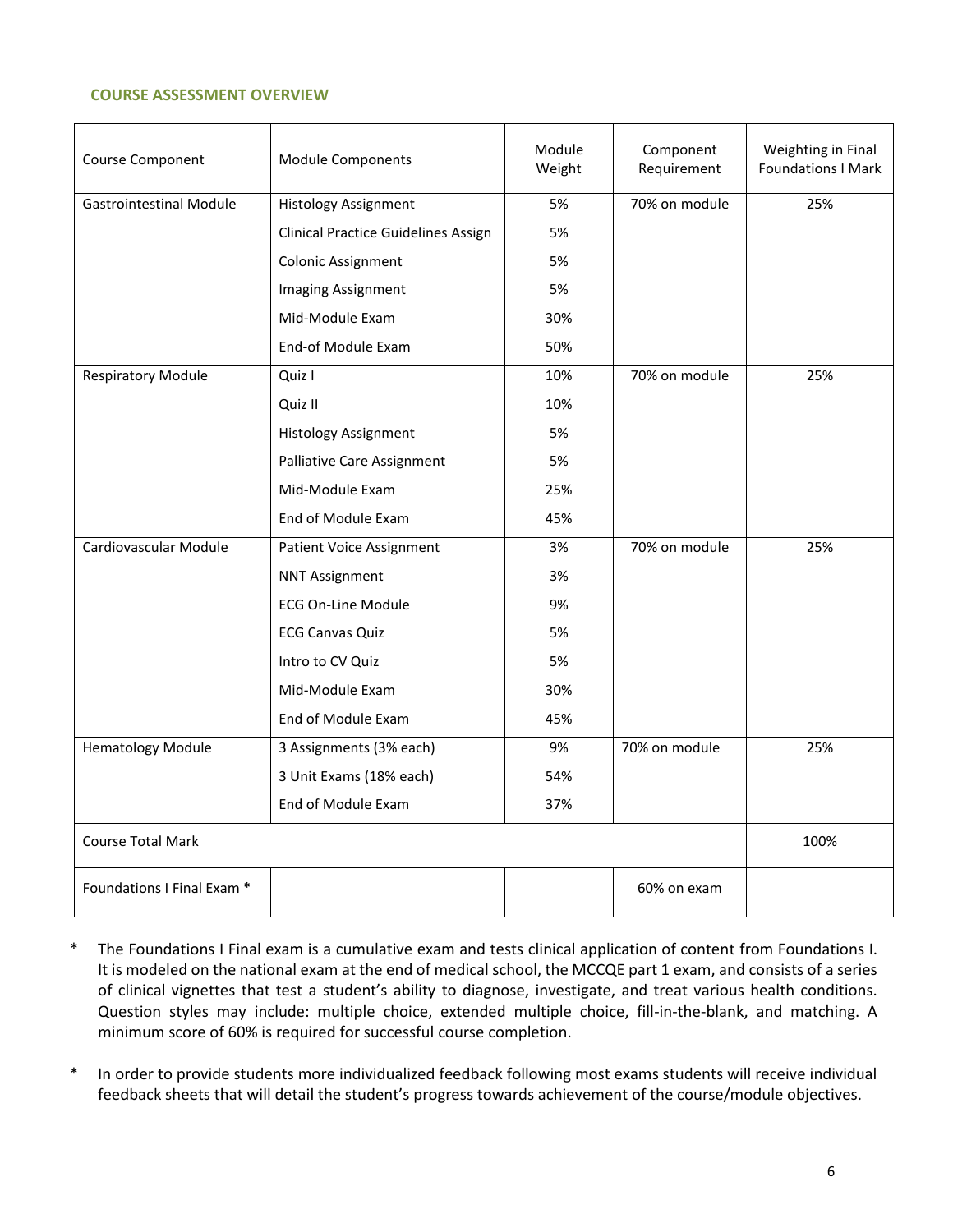## COURSE ASSESSMENT OVERVIEW

| Course Component | Module Components | Module Weight | Component Requirement | Weighting in Final Foundations I Mark |
|---|---|---|---|---|
| Gastrointestinal Module | Histology Assignment | 5% | 70% on module | 25% |
| | Clinical Practice Guidelines Assign | 5% | | |
| | Colonic Assignment | 5% | | |
| | Imaging Assignment | 5% | | |
| | Mid-Module Exam | 30% | | |
| | End-of Module Exam | 50% | | |
| Respiratory Module | Quiz I | 10% | 70% on module | 25% |
| | Quiz II | 10% | | |
| | Histology Assignment | 5% | | |
| | Palliative Care Assignment | 5% | | |
| | Mid-Module Exam | 25% | | |
| | End of Module Exam | 45% | | |
| Cardiovascular Module | Patient Voice Assignment | 3% | 70% on module | 25% |
| | NNT Assignment | 3% | | |
| | ECG On-Line Module | 9% | | |
| | ECG Canvas Quiz | 5% | | |
| | Intro to CV Quiz | 5% | | |
| | Mid-Module Exam | 30% | | |
| | End of Module Exam | 45% | | |
| Hematology Module | 3 Assignments (3% each) | 9% | 70% on module | 25% |
| | 3 Unit Exams (18% each) | 54% | | |
| | End of Module Exam | 37% | | |
| Course Total Mark | | | | 100% |
| Foundations I Final Exam * | | | 60% on exam | |

* The Foundations I Final exam is a cumulative exam and tests clinical application of content from Foundations I. It is modeled on the national exam at the end of medical school, the MCCQE part 1 exam, and consists of a series of clinical vignettes that test a student's ability to diagnose, investigate, and treat various health conditions. Question styles may include: multiple choice, extended multiple choice, fill-in-the-blank, and matching. A minimum score of 60% is required for successful course completion.

* In order to provide students more individualized feedback following most exams students will receive individual feedback sheets that will detail the student's progress towards achievement of the course/module objectives.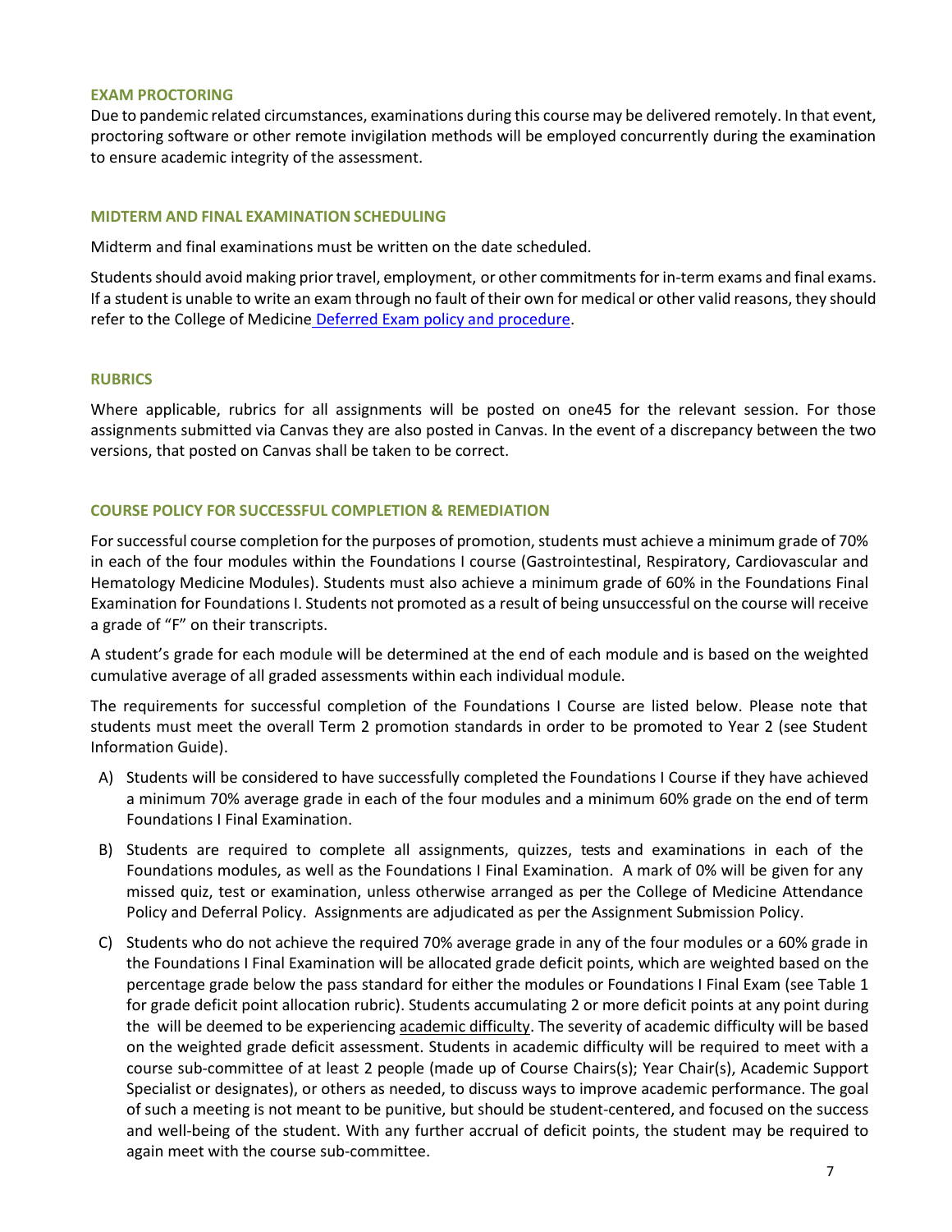### EXAM PROCTORING

Due to pandemic related circumstances, examinations during this course may be delivered remotely. In that event, proctoring software or other remote invigilation methods will be employed concurrently during the examination to ensure academic integrity of the assessment.

### MIDTERM AND FINAL EXAMINATION SCHEDULING

Midterm and final examinations must be written on the date scheduled.

Students should avoid making prior travel, employment, or other commitments for in-term exams and final exams. If a student is unable to write an exam through no fault of their own for medical or other valid reasons, they should refer to the College of Medicine Deferred Exam policy and procedure.

### RUBRICS

Where applicable, rubrics for all assignments will be posted on one45 for the relevant session. For those assignments submitted via Canvas they are also posted in Canvas. In the event of a discrepancy between the two versions, that posted on Canvas shall be taken to be correct.

### COURSE POLICY FOR SUCCESSFUL COMPLETION & REMEDIATION

For successful course completion for the purposes of promotion, students must achieve a minimum grade of 70% in each of the four modules within the Foundations I course (Gastrointestinal, Respiratory, Cardiovascular and Hematology Medicine Modules). Students must also achieve a minimum grade of 60% in the Foundations Final Examination for Foundations I. Students not promoted as a result of being unsuccessful on the course will receive a grade of "F" on their transcripts.

A student's grade for each module will be determined at the end of each module and is based on the weighted cumulative average of all graded assessments within each individual module.

The requirements for successful completion of the Foundations I Course are listed below. Please note that students must meet the overall Term 2 promotion standards in order to be promoted to Year 2 (see Student Information Guide).

A) Students will be considered to have successfully completed the Foundations I Course if they have achieved a minimum 70% average grade in each of the four modules and a minimum 60% grade on the end of term Foundations I Final Examination.

B) Students are required to complete all assignments, quizzes, tests and examinations in each of the Foundations modules, as well as the Foundations I Final Examination. A mark of 0% will be given for any missed quiz, test or examination, unless otherwise arranged as per the College of Medicine Attendance Policy and Deferral Policy. Assignments are adjudicated as per the Assignment Submission Policy.

C) Students who do not achieve the required 70% average grade in any of the four modules or a 60% grade in the Foundations I Final Examination will be allocated grade deficit points, which are weighted based on the percentage grade below the pass standard for either the modules or Foundations I Final Exam (see Table 1 for grade deficit point allocation rubric). Students accumulating 2 or more deficit points at any point during the will be deemed to be experiencing academic difficulty. The severity of academic difficulty will be based on the weighted grade deficit assessment. Students in academic difficulty will be required to meet with a course sub-committee of at least 2 people (made up of Course Chairs(s); Year Chair(s), Academic Support Specialist or designates), or others as needed, to discuss ways to improve academic performance. The goal of such a meeting is not meant to be punitive, but should be student-centered, and focused on the success and well-being of the student. With any further accrual of deficit points, the student may be required to again meet with the course sub-committee.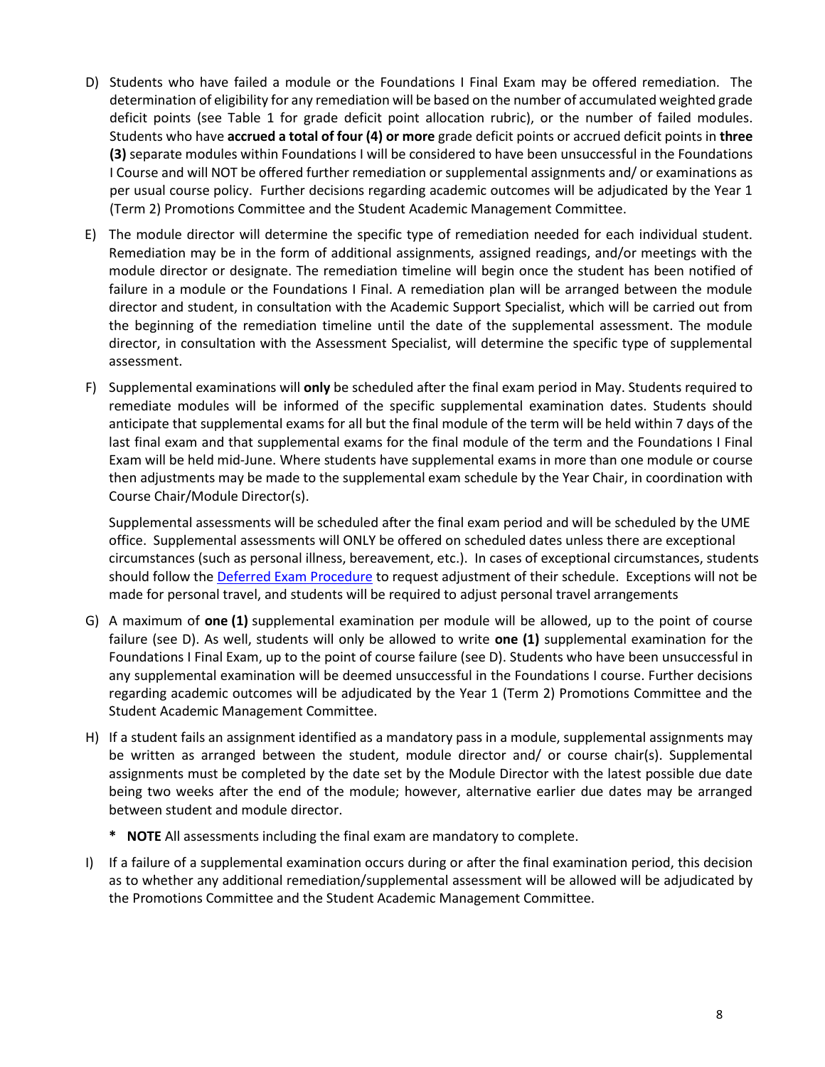D) Students who have failed a module or the Foundations I Final Exam may be offered remediation. The determination of eligibility for any remediation will be based on the number of accumulated weighted grade deficit points (see Table 1 for grade deficit point allocation rubric), or the number of failed modules. Students who have **accrued a total of four (4) or more** grade deficit points or accrued deficit points in **three (3)** separate modules within Foundations I will be considered to have been unsuccessful in the Foundations I Course and will NOT be offered further remediation or supplemental assignments and/ or examinations as per usual course policy. Further decisions regarding academic outcomes will be adjudicated by the Year 1 (Term 2) Promotions Committee and the Student Academic Management Committee.

E) The module director will determine the specific type of remediation needed for each individual student. Remediation may be in the form of additional assignments, assigned readings, and/or meetings with the module director or designate. The remediation timeline will begin once the student has been notified of failure in a module or the Foundations I Final. A remediation plan will be arranged between the module director and student, in consultation with the Academic Support Specialist, which will be carried out from the beginning of the remediation timeline until the date of the supplemental assessment. The module director, in consultation with the Assessment Specialist, will determine the specific type of supplemental assessment.

F) Supplemental examinations will **only** be scheduled after the final exam period in May. Students required to remediate modules will be informed of the specific supplemental examination dates. Students should anticipate that supplemental exams for all but the final module of the term will be held within 7 days of the last final exam and that supplemental exams for the final module of the term and the Foundations I Final Exam will be held mid-June. Where students have supplemental exams in more than one module or course then adjustments may be made to the supplemental exam schedule by the Year Chair, in coordination with Course Chair/Module Director(s).

   Supplemental assessments will be scheduled after the final exam period and will be scheduled by the UME office. Supplemental assessments will ONLY be offered on scheduled dates unless there are exceptional circumstances (such as personal illness, bereavement, etc.). In cases of exceptional circumstances, students should follow the Deferred Exam Procedure to request adjustment of their schedule. Exceptions will not be made for personal travel, and students will be required to adjust personal travel arrangements

G) A maximum of **one (1)** supplemental examination per module will be allowed, up to the point of course failure (see D). As well, students will only be allowed to write **one (1)** supplemental examination for the Foundations I Final Exam, up to the point of course failure (see D). Students who have been unsuccessful in any supplemental examination will be deemed unsuccessful in the Foundations I course. Further decisions regarding academic outcomes will be adjudicated by the Year 1 (Term 2) Promotions Committee and the Student Academic Management Committee.

H) If a student fails an assignment identified as a mandatory pass in a module, supplemental assignments may be written as arranged between the student, module director and/ or course chair(s). Supplemental assignments must be completed by the date set by the Module Director with the latest possible due date being two weeks after the end of the module; however, alternative earlier due dates may be arranged between student and module director.

   * **NOTE** All assessments including the final exam are mandatory to complete.

I) If a failure of a supplemental examination occurs during or after the final examination period, this decision as to whether any additional remediation/supplemental assessment will be allowed will be adjudicated by the Promotions Committee and the Student Academic Management Committee.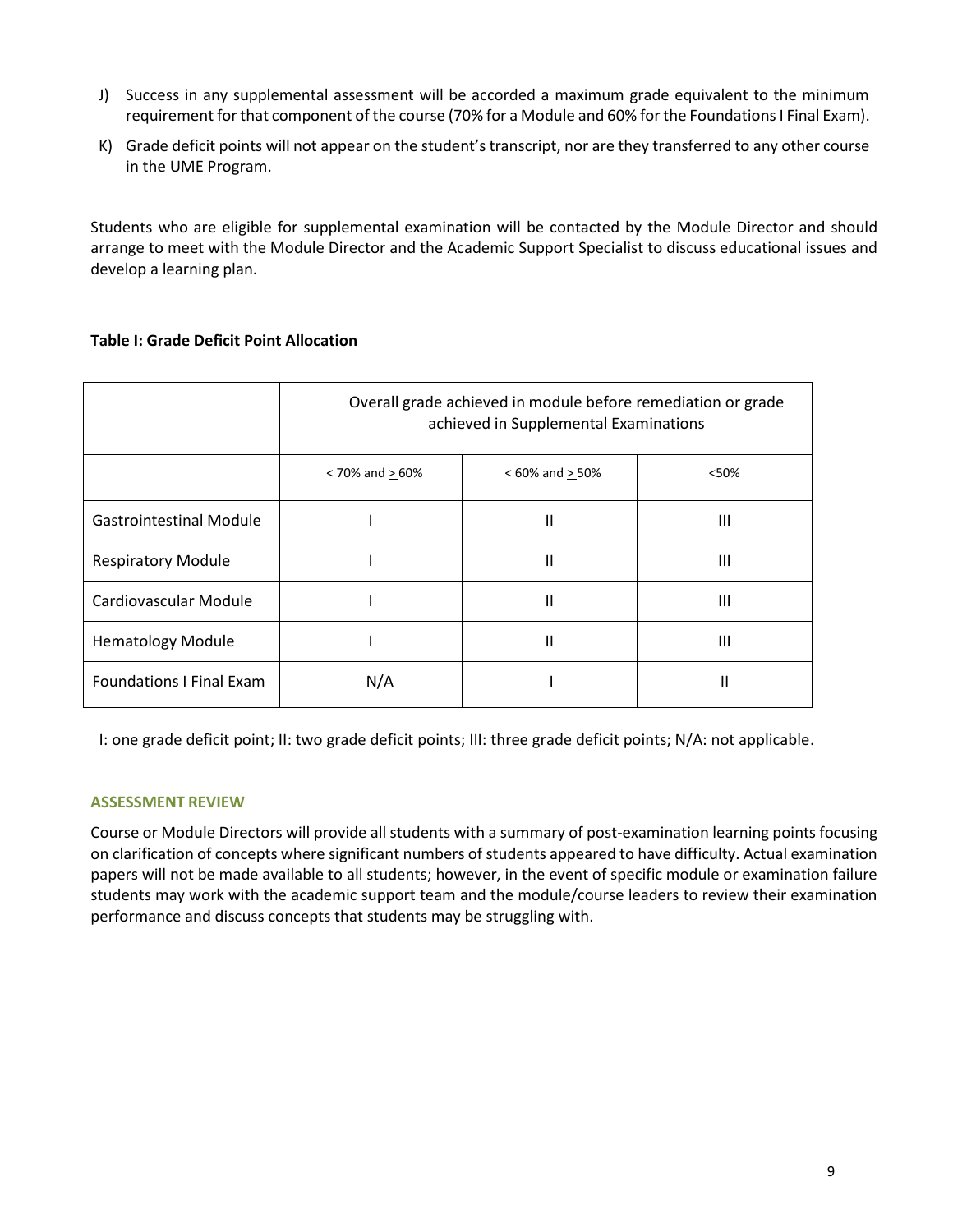J) Success in any supplemental assessment will be accorded a maximum grade equivalent to the minimum requirement for that component of the course (70% for a Module and 60% for the Foundations I Final Exam).

K) Grade deficit points will not appear on the student's transcript, nor are they transferred to any other course in the UME Program.

Students who are eligible for supplemental examination will be contacted by the Module Director and should arrange to meet with the Module Director and the Academic Support Specialist to discuss educational issues and develop a learning plan.

**Table I: Grade Deficit Point Allocation**

| | Overall grade achieved in module before remediation or grade achieved in Supplemental Examinations | | |
|---|---|---|---|
| | < 70% and ≥ 60% | < 60% and ≥ 50% | <50% |
| Gastrointestinal Module | I | II | III |
| Respiratory Module | I | II | III |
| Cardiovascular Module | I | II | III |
| Hematology Module | I | II | III |
| Foundations I Final Exam | N/A | I | II |

I: one grade deficit point; II: two grade deficit points; III: three grade deficit points; N/A: not applicable.

### ASSESSMENT REVIEW

Course or Module Directors will provide all students with a summary of post-examination learning points focusing on clarification of concepts where significant numbers of students appeared to have difficulty. Actual examination papers will not be made available to all students; however, in the event of specific module or examination failure students may work with the academic support team and the module/course leaders to review their examination performance and discuss concepts that students may be struggling with.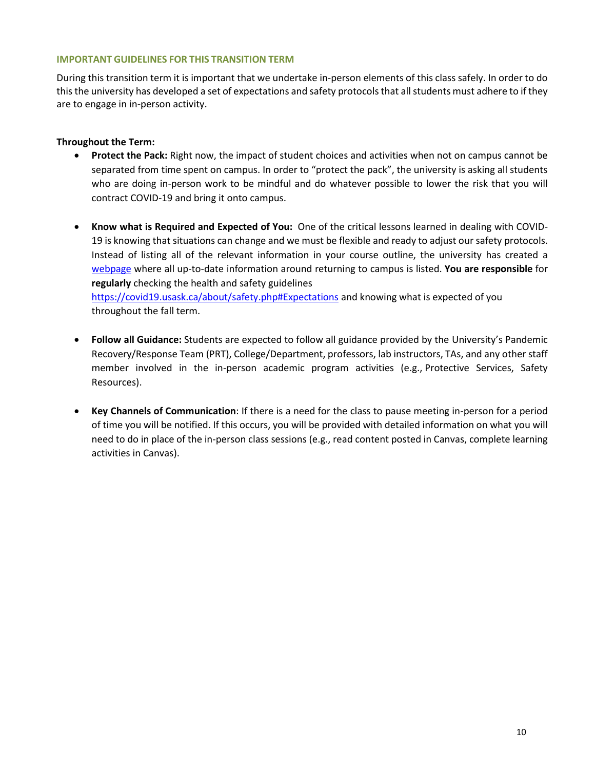## IMPORTANT GUIDELINES FOR THIS TRANSITION TERM

During this transition term it is important that we undertake in-person elements of this class safely. In order to do this the university has developed a set of expectations and safety protocols that all students must adhere to if they are to engage in in-person activity.

**Throughout the Term:**

- **Protect the Pack:** Right now, the impact of student choices and activities when not on campus cannot be separated from time spent on campus. In order to "protect the pack", the university is asking all students who are doing in-person work to be mindful and do whatever possible to lower the risk that you will contract COVID-19 and bring it onto campus.

- **Know what is Required and Expected of You:** One of the critical lessons learned in dealing with COVID-19 is knowing that situations can change and we must be flexible and ready to adjust our safety protocols. Instead of listing all of the relevant information in your course outline, the university has created a [webpage](https://covid19.usask.ca/about/safety.php#Expectations) where all up-to-date information around returning to campus is listed. **You are responsible** for **regularly** checking the health and safety guidelines https://covid19.usask.ca/about/safety.php#Expectations and knowing what is expected of you throughout the fall term.

- **Follow all Guidance:** Students are expected to follow all guidance provided by the University's Pandemic Recovery/Response Team (PRT), College/Department, professors, lab instructors, TAs, and any other staff member involved in the in-person academic program activities (e.g., Protective Services, Safety Resources).

- **Key Channels of Communication**: If there is a need for the class to pause meeting in-person for a period of time you will be notified. If this occurs, you will be provided with detailed information on what you will need to do in place of the in-person class sessions (e.g., read content posted in Canvas, complete learning activities in Canvas).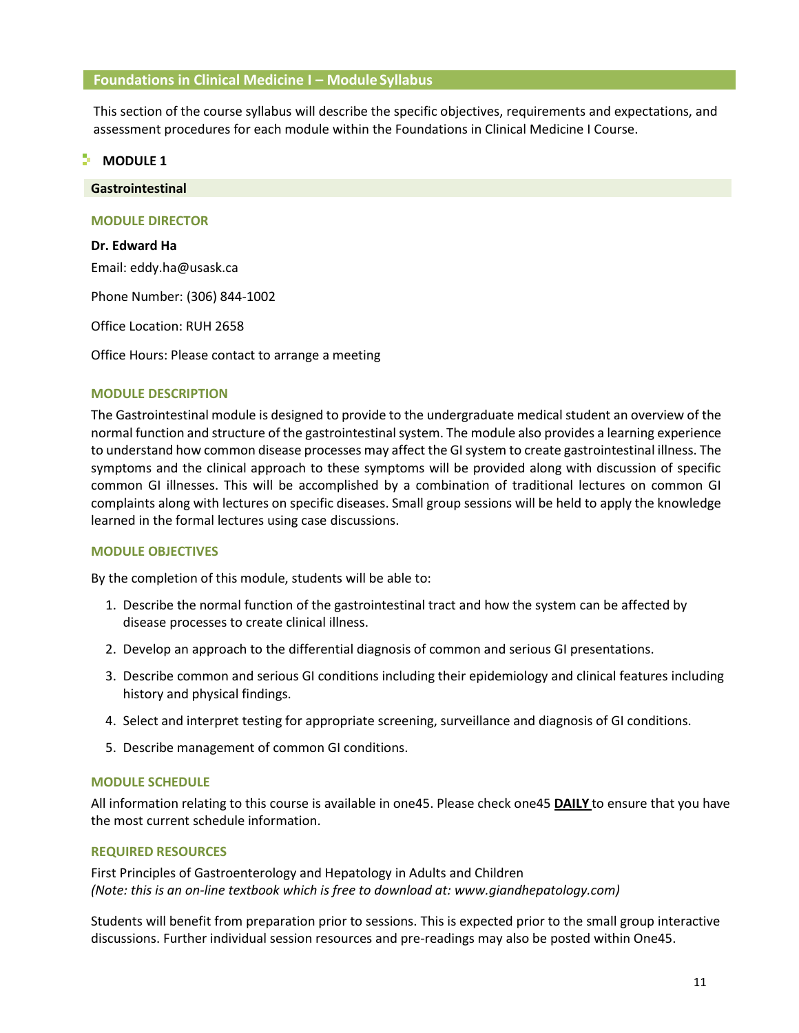## Foundations in Clinical Medicine I – Module Syllabus

This section of the course syllabus will describe the specific objectives, requirements and expectations, and assessment procedures for each module within the Foundations in Clinical Medicine I Course.

### MODULE 1

**Gastrointestinal**

#### MODULE DIRECTOR

**Dr. Edward Ha**

Email: eddy.ha@usask.ca

Phone Number: (306) 844-1002

Office Location: RUH 2658

Office Hours: Please contact to arrange a meeting

#### MODULE DESCRIPTION

The Gastrointestinal module is designed to provide to the undergraduate medical student an overview of the normal function and structure of the gastrointestinal system. The module also provides a learning experience to understand how common disease processes may affect the GI system to create gastrointestinal illness. The symptoms and the clinical approach to these symptoms will be provided along with discussion of specific common GI illnesses. This will be accomplished by a combination of traditional lectures on common GI complaints along with lectures on specific diseases. Small group sessions will be held to apply the knowledge learned in the formal lectures using case discussions.

#### MODULE OBJECTIVES

By the completion of this module, students will be able to:

1. Describe the normal function of the gastrointestinal tract and how the system can be affected by disease processes to create clinical illness.
2. Develop an approach to the differential diagnosis of common and serious GI presentations.
3. Describe common and serious GI conditions including their epidemiology and clinical features including history and physical findings.
4. Select and interpret testing for appropriate screening, surveillance and diagnosis of GI conditions.
5. Describe management of common GI conditions.

#### MODULE SCHEDULE

All information relating to this course is available in one45. Please check one45 **DAILY** to ensure that you have the most current schedule information.

#### REQUIRED RESOURCES

First Principles of Gastroenterology and Hepatology in Adults and Children
*(Note: this is an on-line textbook which is free to download at: www.giandhepatology.com)*

Students will benefit from preparation prior to sessions. This is expected prior to the small group interactive discussions. Further individual session resources and pre-readings may also be posted within One45.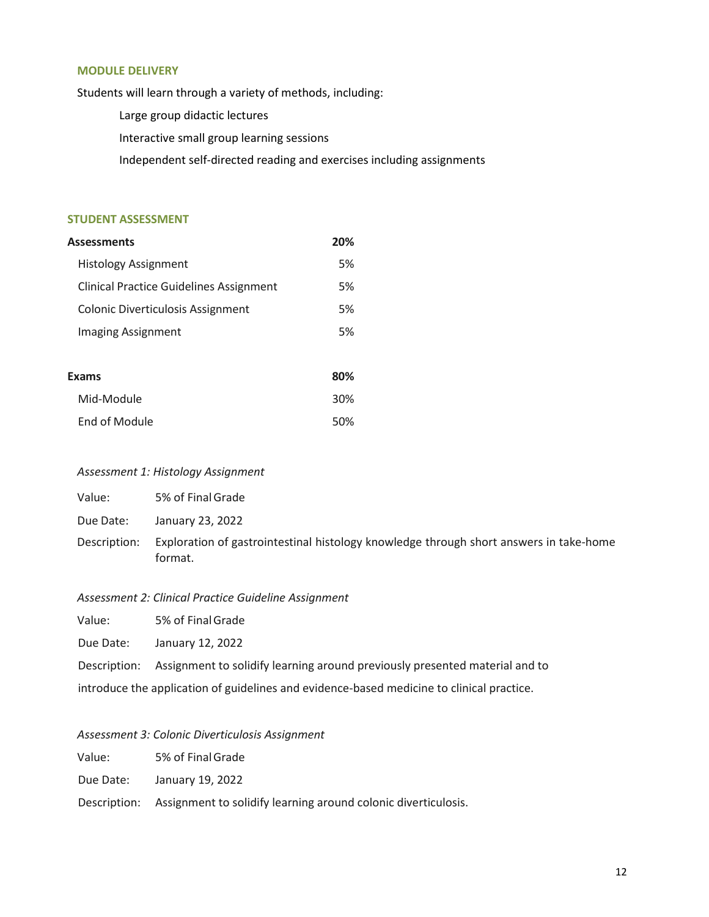## MODULE DELIVERY

Students will learn through a variety of methods, including:

- Large group didactic lectures
- Interactive small group learning sessions
- Independent self-directed reading and exercises including assignments

## STUDENT ASSESSMENT

| **Assessments** | **20%** |
|---|---|
| Histology Assignment | 5% |
| Clinical Practice Guidelines Assignment | 5% |
| Colonic Diverticulosis Assignment | 5% |
| Imaging Assignment | 5% |
| | |
| **Exams** | **80%** |
| Mid-Module | 30% |
| End of Module | 50% |

*Assessment 1: Histology Assignment*

Value: 5% of Final Grade

Due Date: January 23, 2022

Description: Exploration of gastrointestinal histology knowledge through short answers in take-home format.

*Assessment 2: Clinical Practice Guideline Assignment*

Value: 5% of Final Grade

Due Date: January 12, 2022

Description: Assignment to solidify learning around previously presented material and to introduce the application of guidelines and evidence-based medicine to clinical practice.

*Assessment 3: Colonic Diverticulosis Assignment*

Value: 5% of Final Grade

Due Date: January 19, 2022

Description: Assignment to solidify learning around colonic diverticulosis.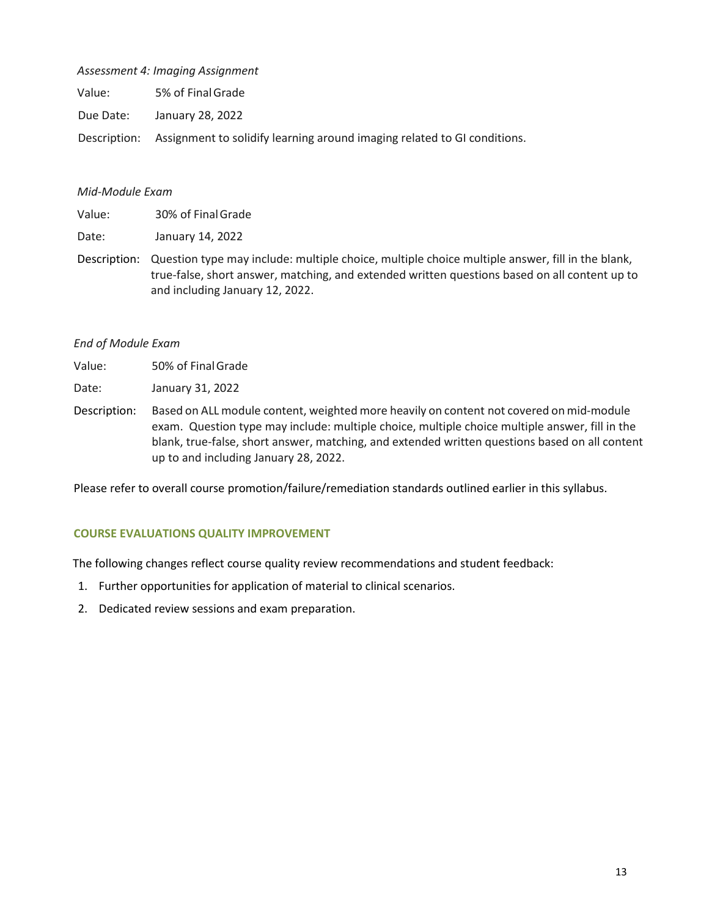*Assessment 4: Imaging Assignment*

Value: 5% of Final Grade

Due Date: January 28, 2022

Description: Assignment to solidify learning around imaging related to GI conditions.

*Mid-Module Exam*

Value: 30% of Final Grade

Date: January 14, 2022

Description: Question type may include: multiple choice, multiple choice multiple answer, fill in the blank, true-false, short answer, matching, and extended written questions based on all content up to and including January 12, 2022.

*End of Module Exam*

Value: 50% of Final Grade

Date: January 31, 2022

Description: Based on ALL module content, weighted more heavily on content not covered on mid-module exam. Question type may include: multiple choice, multiple choice multiple answer, fill in the blank, true-false, short answer, matching, and extended written questions based on all content up to and including January 28, 2022.

Please refer to overall course promotion/failure/remediation standards outlined earlier in this syllabus.

#### COURSE EVALUATIONS QUALITY IMPROVEMENT

The following changes reflect course quality review recommendations and student feedback:

1. Further opportunities for application of material to clinical scenarios.
2. Dedicated review sessions and exam preparation.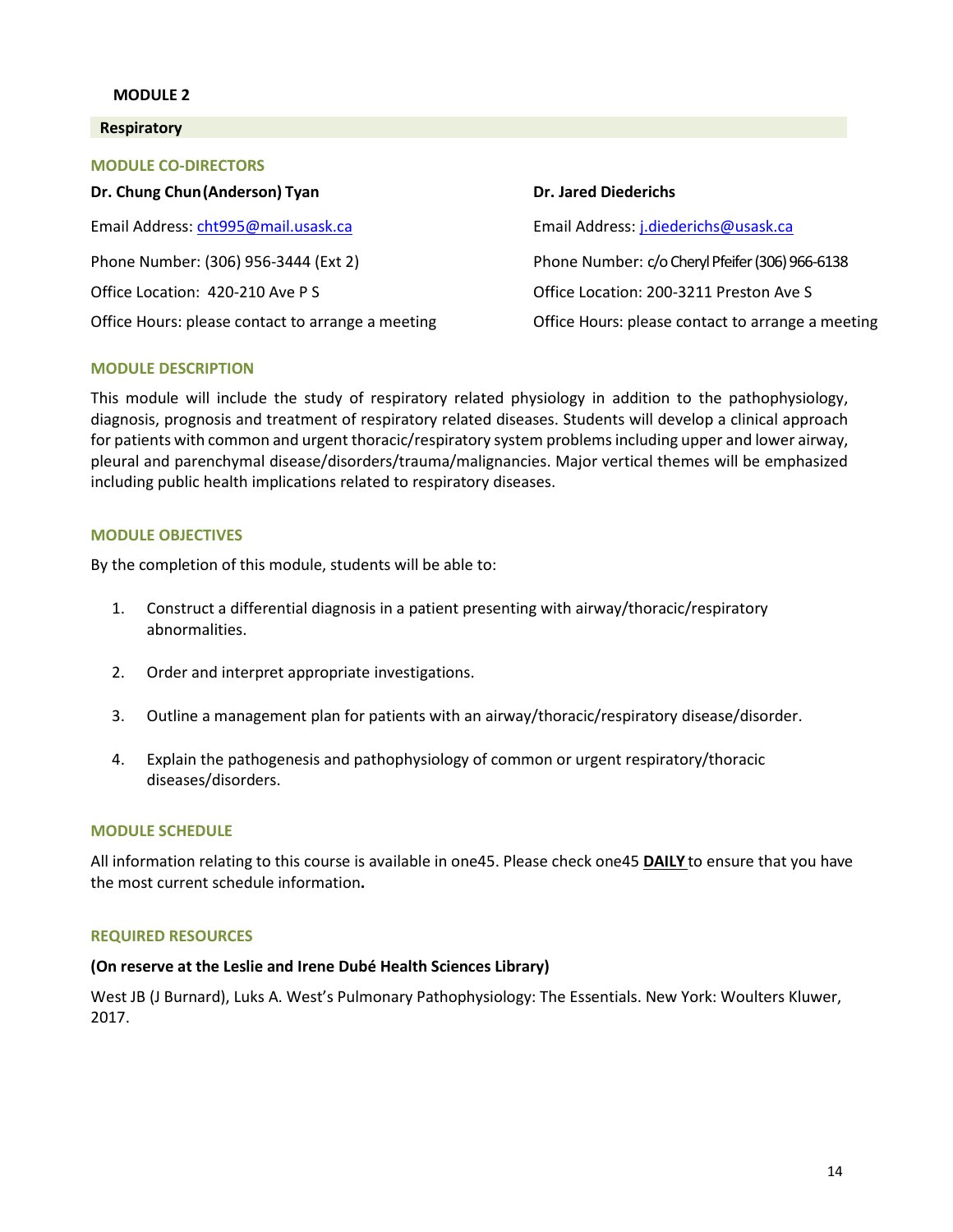**MODULE 2**

## Respiratory

### MODULE CO-DIRECTORS

**Dr. Chung Chun (Anderson) Tyan**

Email Address: cht995@mail.usask.ca

Phone Number: (306) 956-3444 (Ext 2)

Office Location: 420-210 Ave P S

Office Hours: please contact to arrange a meeting

**Dr. Jared Diederichs**

Email Address: j.diederichs@usask.ca

Phone Number: c/o Cheryl Pfeifer (306) 966-6138

Office Location: 200-3211 Preston Ave S

Office Hours: please contact to arrange a meeting

### MODULE DESCRIPTION

This module will include the study of respiratory related physiology in addition to the pathophysiology, diagnosis, prognosis and treatment of respiratory related diseases. Students will develop a clinical approach for patients with common and urgent thoracic/respiratory system problems including upper and lower airway, pleural and parenchymal disease/disorders/trauma/malignancies. Major vertical themes will be emphasized including public health implications related to respiratory diseases.

### MODULE OBJECTIVES

By the completion of this module, students will be able to:

1. Construct a differential diagnosis in a patient presenting with airway/thoracic/respiratory abnormalities.
2. Order and interpret appropriate investigations.
3. Outline a management plan for patients with an airway/thoracic/respiratory disease/disorder.
4. Explain the pathogenesis and pathophysiology of common or urgent respiratory/thoracic diseases/disorders.

### MODULE SCHEDULE

All information relating to this course is available in one45. Please check one45 **DAILY** to ensure that you have the most current schedule information**.**

### REQUIRED RESOURCES

**(On reserve at the Leslie and Irene Dubé Health Sciences Library)**

West JB (J Burnard), Luks A. West's Pulmonary Pathophysiology: The Essentials. New York: Woulters Kluwer, 2017.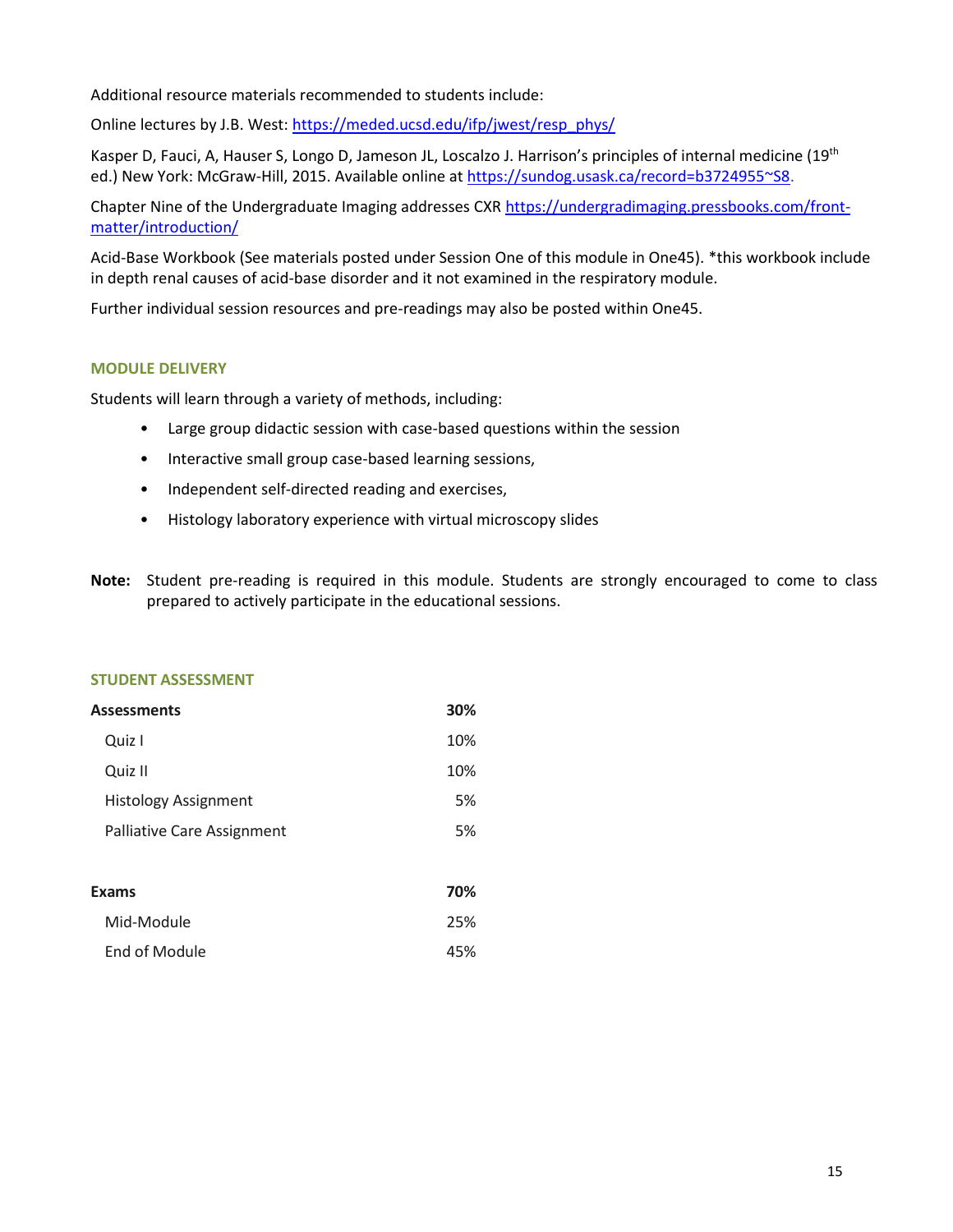Additional resource materials recommended to students include:

Online lectures by J.B. West: https://meded.ucsd.edu/ifp/jwest/resp_phys/

Kasper D, Fauci, A, Hauser S, Longo D, Jameson JL, Loscalzo J. Harrison's principles of internal medicine (19th ed.) New York: McGraw-Hill, 2015. Available online at https://sundog.usask.ca/record=b3724955~S8.

Chapter Nine of the Undergraduate Imaging addresses CXR https://undergradimaging.pressbooks.com/front-matter/introduction/

Acid-Base Workbook (See materials posted under Session One of this module in One45). *this workbook include in depth renal causes of acid-base disorder and it not examined in the respiratory module.

Further individual session resources and pre-readings may also be posted within One45.

## MODULE DELIVERY

Students will learn through a variety of methods, including:

- Large group didactic session with case-based questions within the session
- Interactive small group case-based learning sessions,
- Independent self-directed reading and exercises,
- Histology laboratory experience with virtual microscopy slides

**Note:** Student pre-reading is required in this module. Students are strongly encouraged to come to class prepared to actively participate in the educational sessions.

## STUDENT ASSESSMENT

| **Assessments** | **30%** |
|---|---|
| Quiz I | 10% |
| Quiz II | 10% |
| Histology Assignment | 5% |
| Palliative Care Assignment | 5% |
| | |
| **Exams** | **70%** |
| Mid-Module | 25% |
| End of Module | 45% |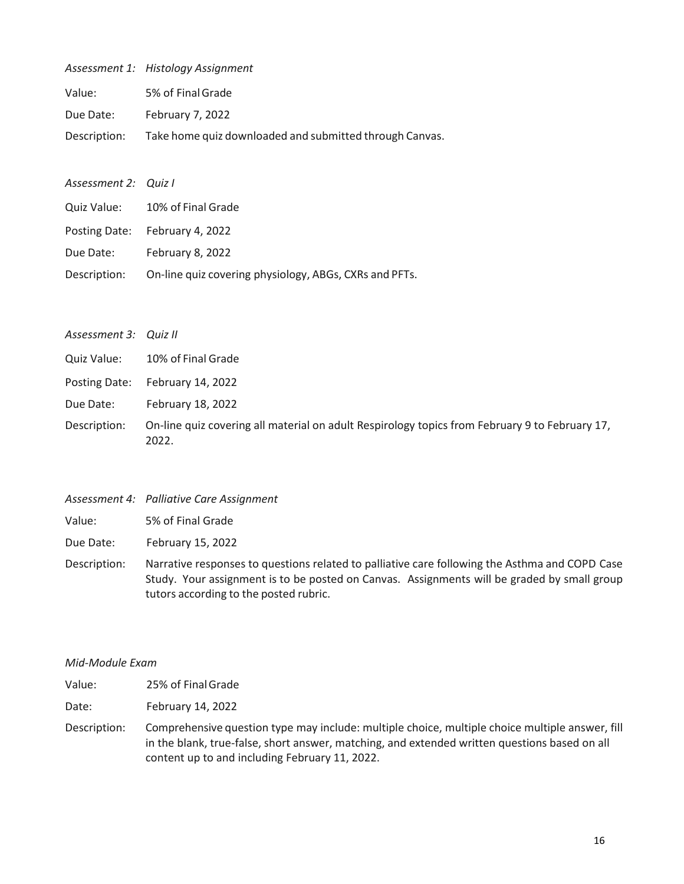*Assessment 1: Histology Assignment*

Value: 5% of Final Grade

Due Date: February 7, 2022

Description: Take home quiz downloaded and submitted through Canvas.

*Assessment 2: Quiz I*

Quiz Value: 10% of Final Grade

Posting Date: February 4, 2022

Due Date: February 8, 2022

Description: On-line quiz covering physiology, ABGs, CXRs and PFTs.

*Assessment 3: Quiz II*

Quiz Value: 10% of Final Grade

Posting Date: February 14, 2022

Due Date: February 18, 2022

Description: On-line quiz covering all material on adult Respirology topics from February 9 to February 17, 2022.

*Assessment 4: Palliative Care Assignment*

Value: 5% of Final Grade

Due Date: February 15, 2022

Description: Narrative responses to questions related to palliative care following the Asthma and COPD Case Study. Your assignment is to be posted on Canvas. Assignments will be graded by small group tutors according to the posted rubric.

*Mid-Module Exam*

Value: 25% of Final Grade

Date: February 14, 2022

Description: Comprehensive question type may include: multiple choice, multiple choice multiple answer, fill in the blank, true-false, short answer, matching, and extended written questions based on all content up to and including February 11, 2022.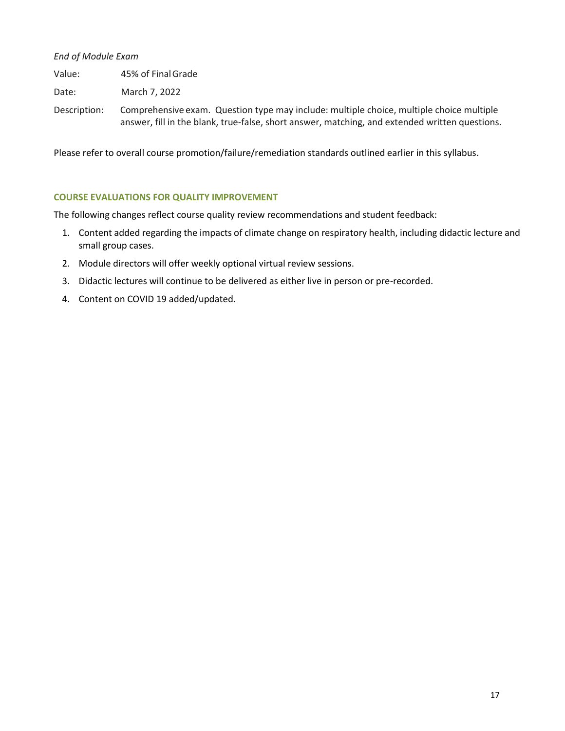*End of Module Exam*

Value: 45% of Final Grade

Date: March 7, 2022

Description: Comprehensive exam. Question type may include: multiple choice, multiple choice multiple answer, fill in the blank, true-false, short answer, matching, and extended written questions.

Please refer to overall course promotion/failure/remediation standards outlined earlier in this syllabus.

## COURSE EVALUATIONS FOR QUALITY IMPROVEMENT

The following changes reflect course quality review recommendations and student feedback:

1. Content added regarding the impacts of climate change on respiratory health, including didactic lecture and small group cases.
2. Module directors will offer weekly optional virtual review sessions.
3. Didactic lectures will continue to be delivered as either live in person or pre-recorded.
4. Content on COVID 19 added/updated.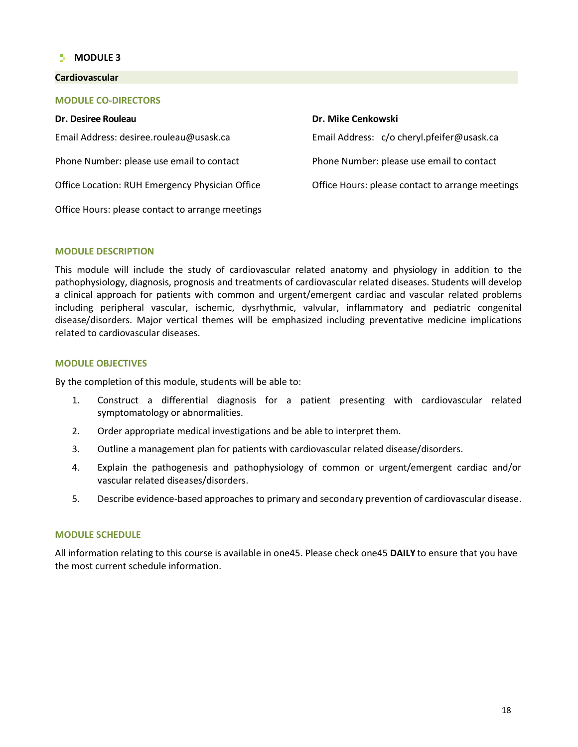## MODULE 3

### Cardiovascular

#### MODULE CO-DIRECTORS

**Dr. Desiree Rouleau**

Email Address: desiree.rouleau@usask.ca

Phone Number: please use email to contact

Office Location: RUH Emergency Physician Office

Office Hours: please contact to arrange meetings

**Dr. Mike Cenkowski**

Email Address: c/o cheryl.pfeifer@usask.ca

Phone Number: please use email to contact

Office Hours: please contact to arrange meetings

#### MODULE DESCRIPTION

This module will include the study of cardiovascular related anatomy and physiology in addition to the pathophysiology, diagnosis, prognosis and treatments of cardiovascular related diseases. Students will develop a clinical approach for patients with common and urgent/emergent cardiac and vascular related problems including peripheral vascular, ischemic, dysrhythmic, valvular, inflammatory and pediatric congenital disease/disorders. Major vertical themes will be emphasized including preventative medicine implications related to cardiovascular diseases.

#### MODULE OBJECTIVES

By the completion of this module, students will be able to:

1. Construct a differential diagnosis for a patient presenting with cardiovascular related symptomatology or abnormalities.
2. Order appropriate medical investigations and be able to interpret them.
3. Outline a management plan for patients with cardiovascular related disease/disorders.
4. Explain the pathogenesis and pathophysiology of common or urgent/emergent cardiac and/or vascular related diseases/disorders.
5. Describe evidence-based approaches to primary and secondary prevention of cardiovascular disease.

#### MODULE SCHEDULE

All information relating to this course is available in one45. Please check one45 **DAILY** to ensure that you have the most current schedule information.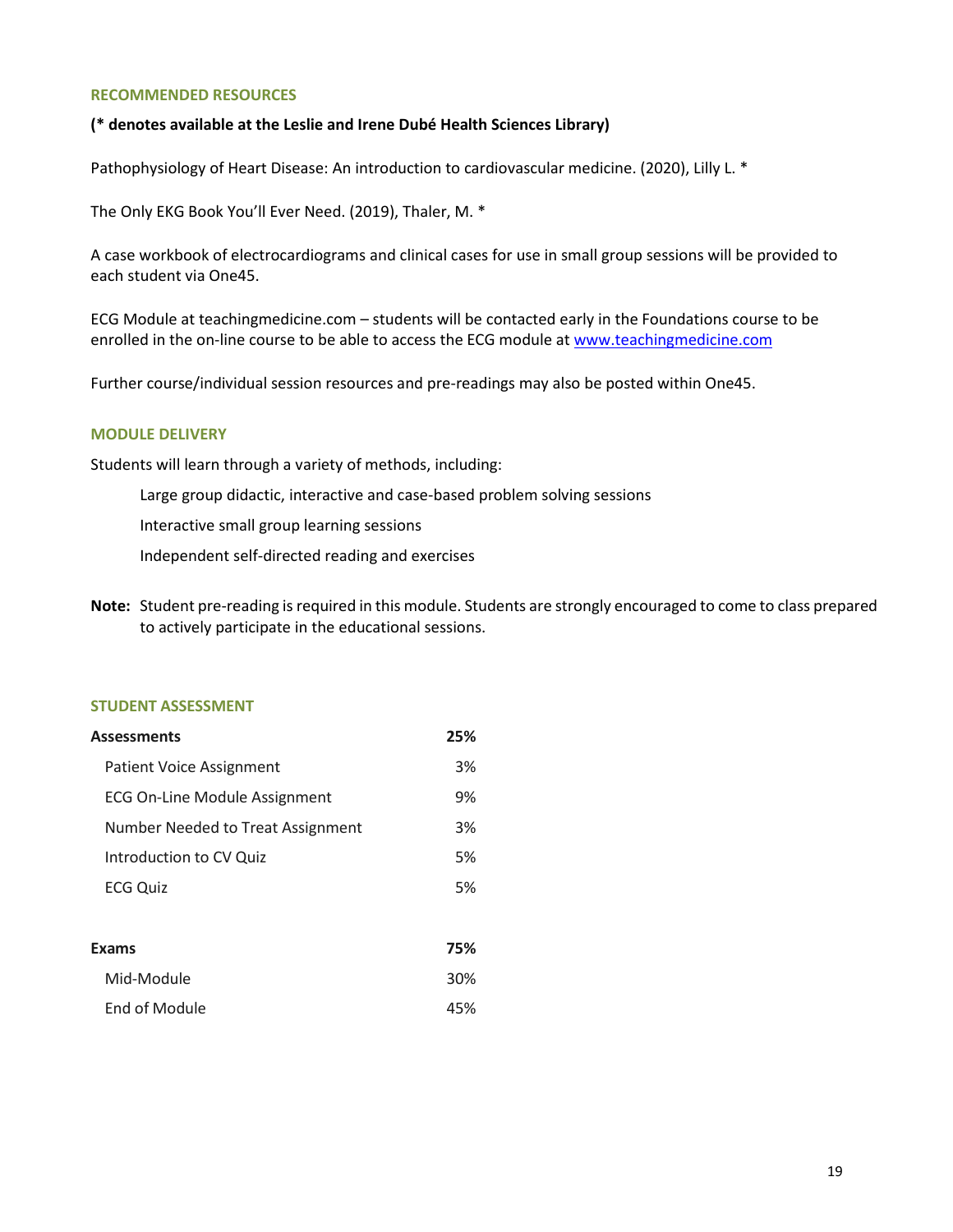## RECOMMENDED RESOURCES

**(* denotes available at the Leslie and Irene Dubé Health Sciences Library)**

Pathophysiology of Heart Disease: An introduction to cardiovascular medicine. (2020), Lilly L. *

The Only EKG Book You'll Ever Need. (2019), Thaler, M. *

A case workbook of electrocardiograms and clinical cases for use in small group sessions will be provided to each student via One45.

ECG Module at teachingmedicine.com – students will be contacted early in the Foundations course to be enrolled in the on-line course to be able to access the ECG module at [www.teachingmedicine.com](www.teachingmedicine.com)

Further course/individual session resources and pre-readings may also be posted within One45.

## MODULE DELIVERY

Students will learn through a variety of methods, including:

- Large group didactic, interactive and case-based problem solving sessions
- Interactive small group learning sessions
- Independent self-directed reading and exercises

**Note:** Student pre-reading is required in this module. Students are strongly encouraged to come to class prepared to actively participate in the educational sessions.

## STUDENT ASSESSMENT

| **Assessments** | **25%** |
|---|---|
| Patient Voice Assignment | 3% |
| ECG On-Line Module Assignment | 9% |
| Number Needed to Treat Assignment | 3% |
| Introduction to CV Quiz | 5% |
| ECG Quiz | 5% |
| | |
| **Exams** | **75%** |
| Mid-Module | 30% |
| End of Module | 45% |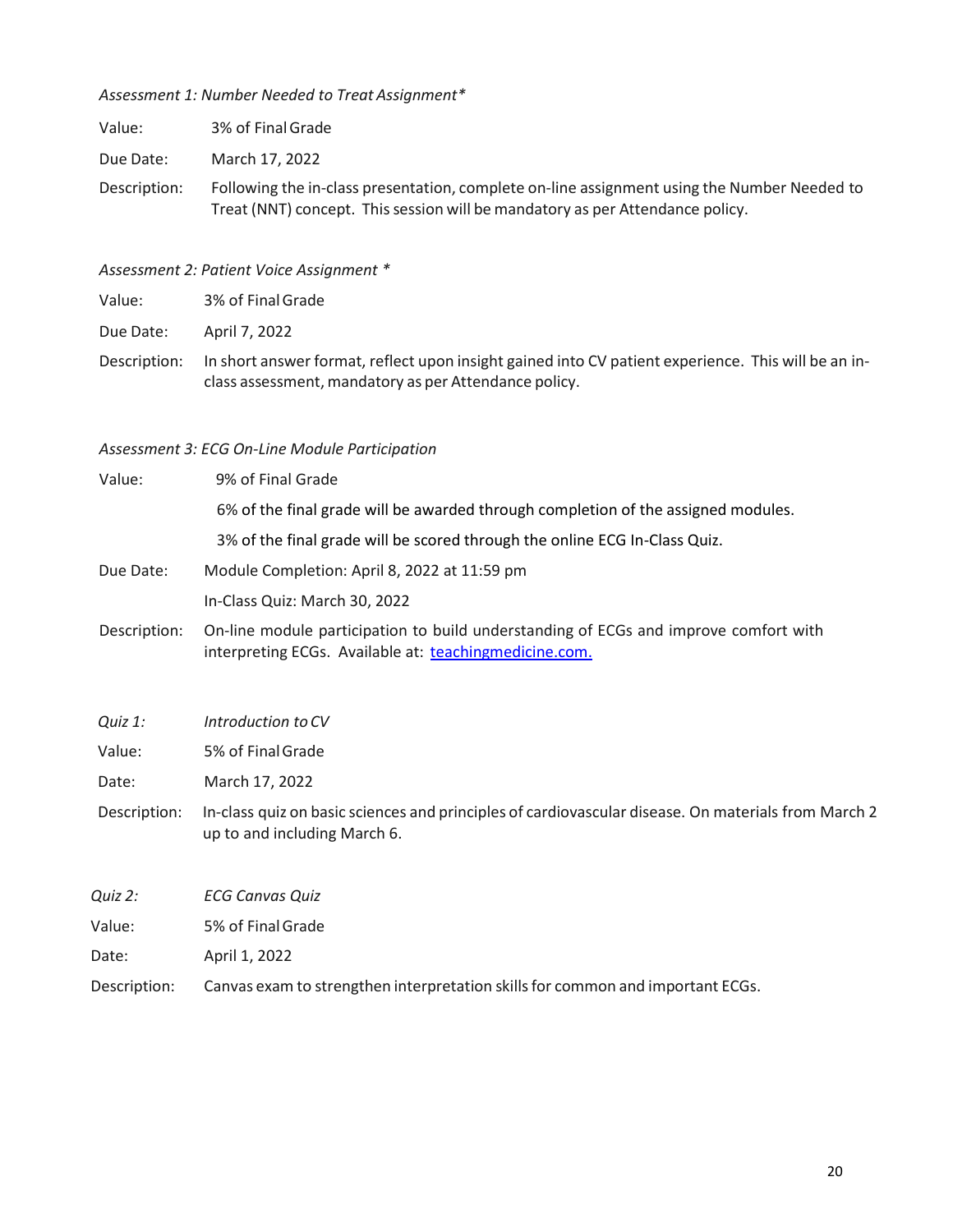*Assessment 1: Number Needed to Treat Assignment**

Value: 3% of Final Grade

Due Date: March 17, 2022

Description: Following the in-class presentation, complete on-line assignment using the Number Needed to Treat (NNT) concept. This session will be mandatory as per Attendance policy.

*Assessment 2: Patient Voice Assignment **

Value: 3% of Final Grade

Due Date: April 7, 2022

Description: In short answer format, reflect upon insight gained into CV patient experience. This will be an in-class assessment, mandatory as per Attendance policy.

*Assessment 3: ECG On-Line Module Participation*

Value: 9% of Final Grade

6% of the final grade will be awarded through completion of the assigned modules.

3% of the final grade will be scored through the online ECG In-Class Quiz.

Due Date: Module Completion: April 8, 2022 at 11:59 pm

In-Class Quiz: March 30, 2022

Description: On-line module participation to build understanding of ECGs and improve comfort with interpreting ECGs. Available at: [teachingmedicine.com.](teachingmedicine.com)

*Quiz 1:* *Introduction to CV*

Value: 5% of Final Grade

Date: March 17, 2022

Description: In-class quiz on basic sciences and principles of cardiovascular disease. On materials from March 2 up to and including March 6.

*Quiz 2:* *ECG Canvas Quiz*

Value: 5% of Final Grade

Date: April 1, 2022

Description: Canvas exam to strengthen interpretation skills for common and important ECGs.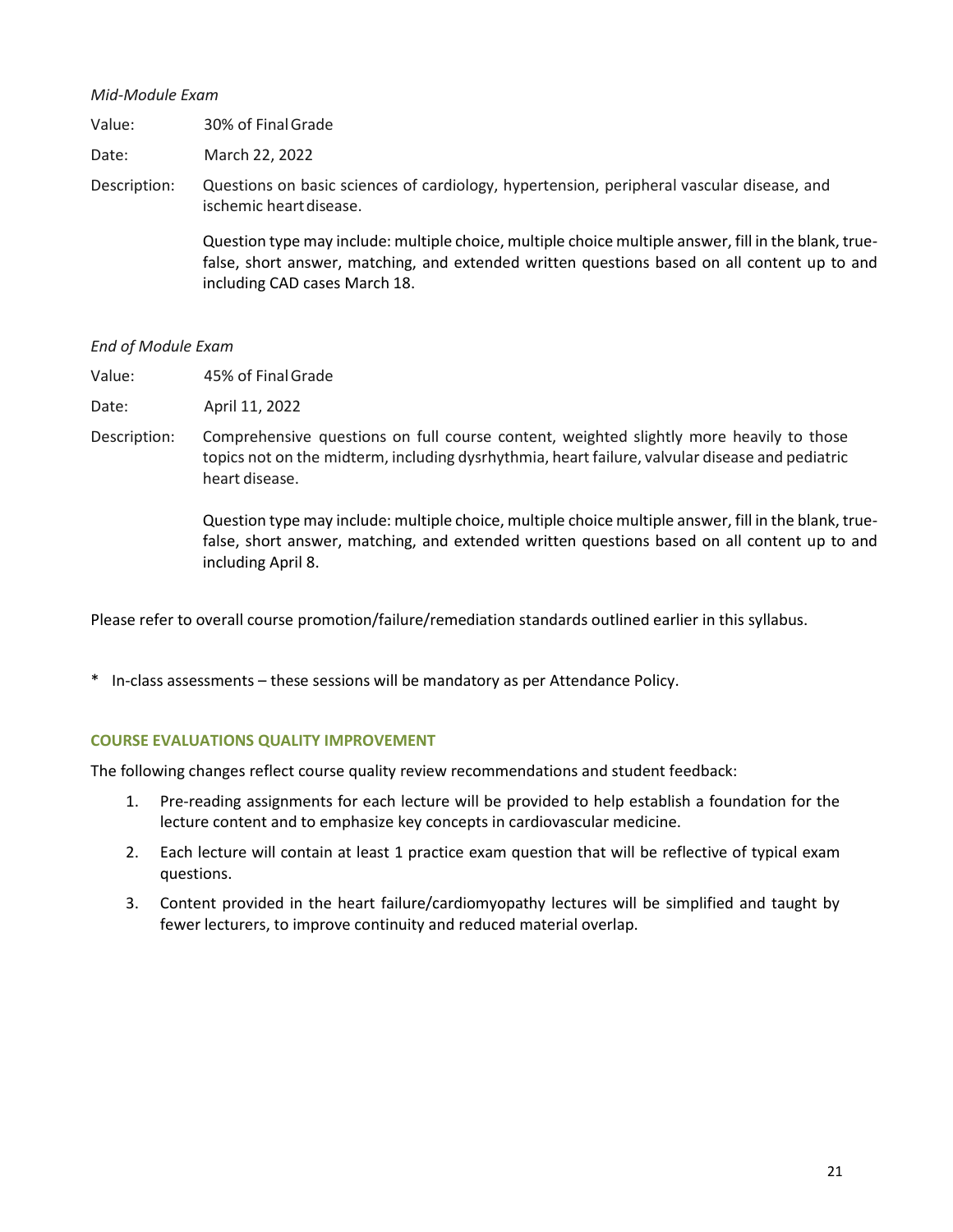*Mid-Module Exam*

Value: 30% of Final Grade

Date: March 22, 2022

Description: Questions on basic sciences of cardiology, hypertension, peripheral vascular disease, and ischemic heart disease.

Question type may include: multiple choice, multiple choice multiple answer, fill in the blank, true-false, short answer, matching, and extended written questions based on all content up to and including CAD cases March 18.

*End of Module Exam*

Value: 45% of Final Grade

Date: April 11, 2022

Description: Comprehensive questions on full course content, weighted slightly more heavily to those topics not on the midterm, including dysrhythmia, heart failure, valvular disease and pediatric heart disease.

Question type may include: multiple choice, multiple choice multiple answer, fill in the blank, true-false, short answer, matching, and extended written questions based on all content up to and including April 8.

Please refer to overall course promotion/failure/remediation standards outlined earlier in this syllabus.

* In-class assessments – these sessions will be mandatory as per Attendance Policy.

### COURSE EVALUATIONS QUALITY IMPROVEMENT

The following changes reflect course quality review recommendations and student feedback:

1. Pre-reading assignments for each lecture will be provided to help establish a foundation for the lecture content and to emphasize key concepts in cardiovascular medicine.
2. Each lecture will contain at least 1 practice exam question that will be reflective of typical exam questions.
3. Content provided in the heart failure/cardiomyopathy lectures will be simplified and taught by fewer lecturers, to improve continuity and reduced material overlap.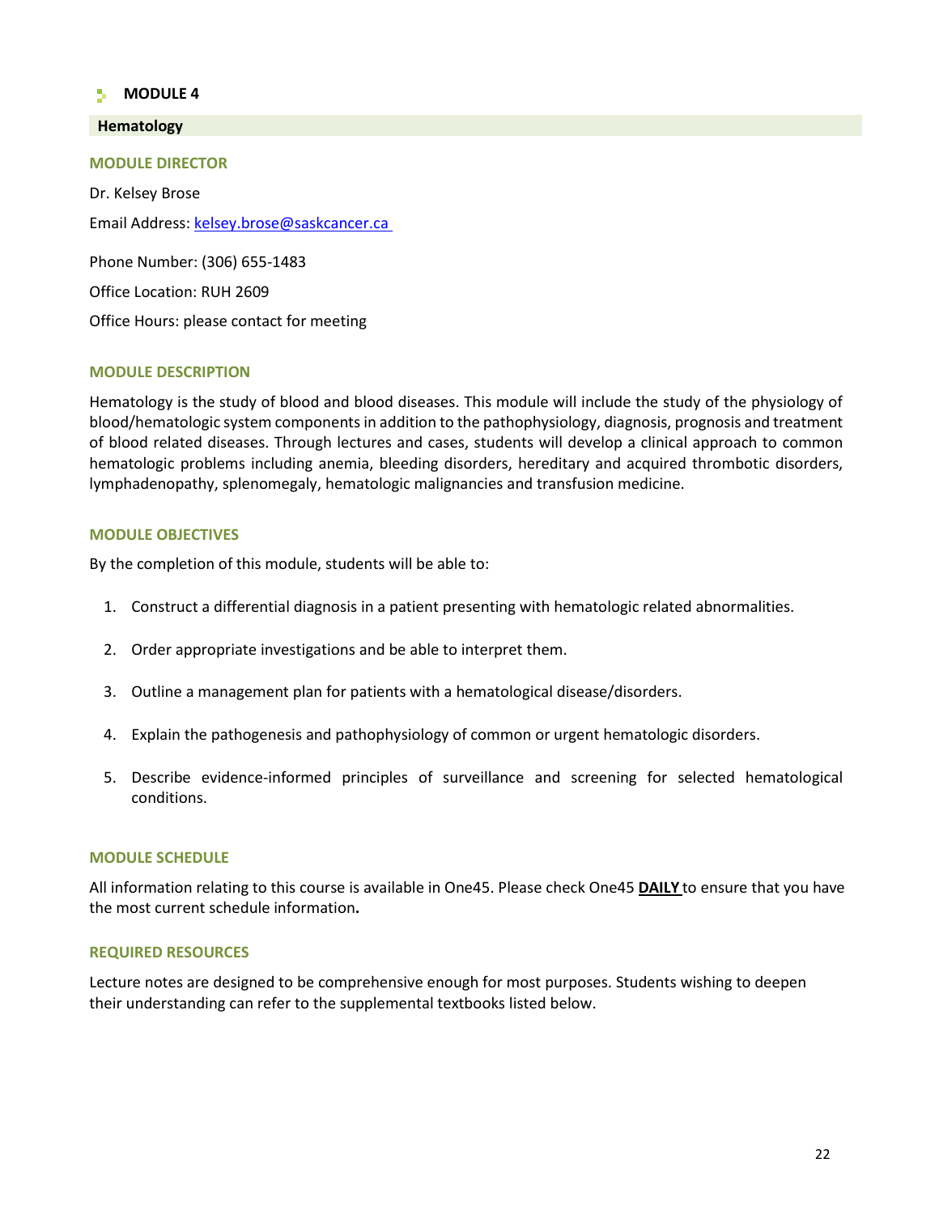## MODULE 4

### Hematology

#### MODULE DIRECTOR

Dr. Kelsey Brose

Email Address: kelsey.brose@saskcancer.ca

Phone Number: (306) 655-1483

Office Location: RUH 2609

Office Hours: please contact for meeting

#### MODULE DESCRIPTION

Hematology is the study of blood and blood diseases. This module will include the study of the physiology of blood/hematologic system components in addition to the pathophysiology, diagnosis, prognosis and treatment of blood related diseases. Through lectures and cases, students will develop a clinical approach to common hematologic problems including anemia, bleeding disorders, hereditary and acquired thrombotic disorders, lymphadenopathy, splenomegaly, hematologic malignancies and transfusion medicine.

#### MODULE OBJECTIVES

By the completion of this module, students will be able to:

1. Construct a differential diagnosis in a patient presenting with hematologic related abnormalities.
2. Order appropriate investigations and be able to interpret them.
3. Outline a management plan for patients with a hematological disease/disorders.
4. Explain the pathogenesis and pathophysiology of common or urgent hematologic disorders.
5. Describe evidence-informed principles of surveillance and screening for selected hematological conditions.

#### MODULE SCHEDULE

All information relating to this course is available in One45. Please check One45 **DAILY** to ensure that you have the most current schedule information**.**

#### REQUIRED RESOURCES

Lecture notes are designed to be comprehensive enough for most purposes. Students wishing to deepen their understanding can refer to the supplemental textbooks listed below.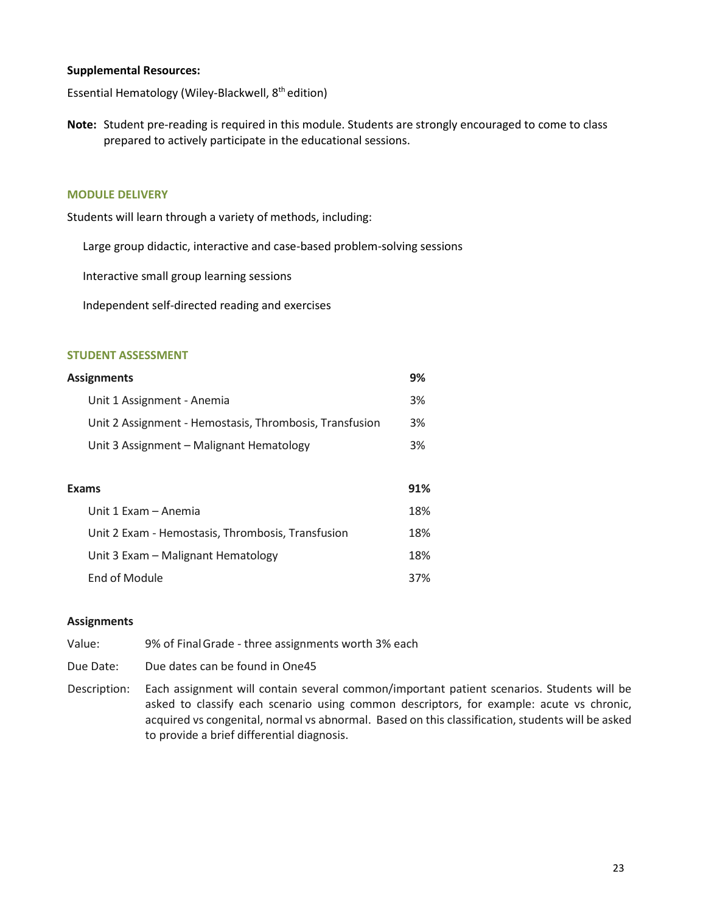**Supplemental Resources:**

Essential Hematology (Wiley-Blackwell, 8th edition)

**Note:** Student pre-reading is required in this module. Students are strongly encouraged to come to class prepared to actively participate in the educational sessions.

## MODULE DELIVERY

Students will learn through a variety of methods, including:

- Large group didactic, interactive and case-based problem-solving sessions
- Interactive small group learning sessions
- Independent self-directed reading and exercises

## STUDENT ASSESSMENT

| | |
|---|---|
| **Assignments** | **9%** |
| Unit 1 Assignment - Anemia | 3% |
| Unit 2 Assignment - Hemostasis, Thrombosis, Transfusion | 3% |
| Unit 3 Assignment – Malignant Hematology | 3% |
| | |
| **Exams** | **91%** |
| Unit 1 Exam – Anemia | 18% |
| Unit 2 Exam - Hemostasis, Thrombosis, Transfusion | 18% |
| Unit 3 Exam – Malignant Hematology | 18% |
| End of Module | 37% |

**Assignments**

Value: 9% of Final Grade - three assignments worth 3% each

Due Date: Due dates can be found in One45

Description: Each assignment will contain several common/important patient scenarios. Students will be asked to classify each scenario using common descriptors, for example: acute vs chronic, acquired vs congenital, normal vs abnormal. Based on this classification, students will be asked to provide a brief differential diagnosis.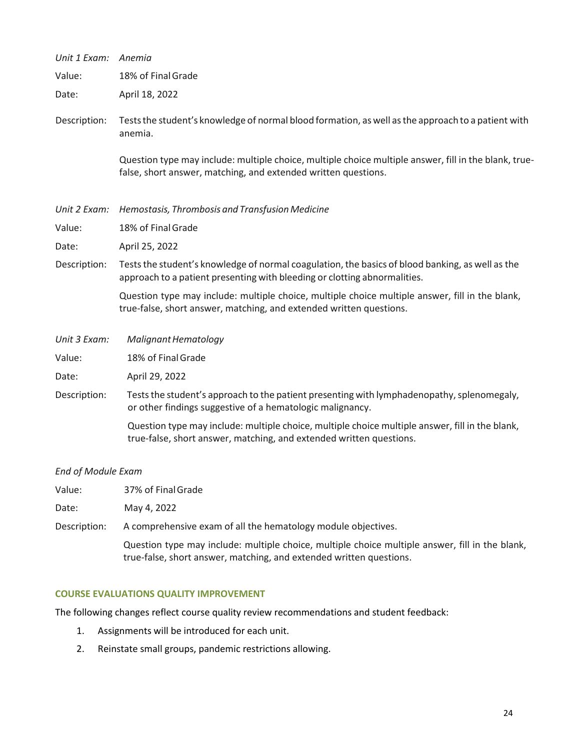*Unit 1 Exam:* *Anemia*

Value: 18% of Final Grade

Date: April 18, 2022

Description: Tests the student's knowledge of normal blood formation, as well as the approach to a patient with anemia.

Question type may include: multiple choice, multiple choice multiple answer, fill in the blank, true-false, short answer, matching, and extended written questions.

*Unit 2 Exam:* *Hemostasis, Thrombosis and Transfusion Medicine*

Value: 18% of Final Grade

Date: April 25, 2022

Description: Tests the student's knowledge of normal coagulation, the basics of blood banking, as well as the approach to a patient presenting with bleeding or clotting abnormalities.

Question type may include: multiple choice, multiple choice multiple answer, fill in the blank, true-false, short answer, matching, and extended written questions.

*Unit 3 Exam:* *Malignant Hematology*

Value: 18% of Final Grade

Date: April 29, 2022

Description: Tests the student's approach to the patient presenting with lymphadenopathy, splenomegaly, or other findings suggestive of a hematologic malignancy.

Question type may include: multiple choice, multiple choice multiple answer, fill in the blank, true-false, short answer, matching, and extended written questions.

*End of Module Exam*

Value: 37% of Final Grade

Date: May 4, 2022

Description: A comprehensive exam of all the hematology module objectives.

Question type may include: multiple choice, multiple choice multiple answer, fill in the blank, true-false, short answer, matching, and extended written questions.

## COURSE EVALUATIONS QUALITY IMPROVEMENT

The following changes reflect course quality review recommendations and student feedback:

1. Assignments will be introduced for each unit.
2. Reinstate small groups, pandemic restrictions allowing.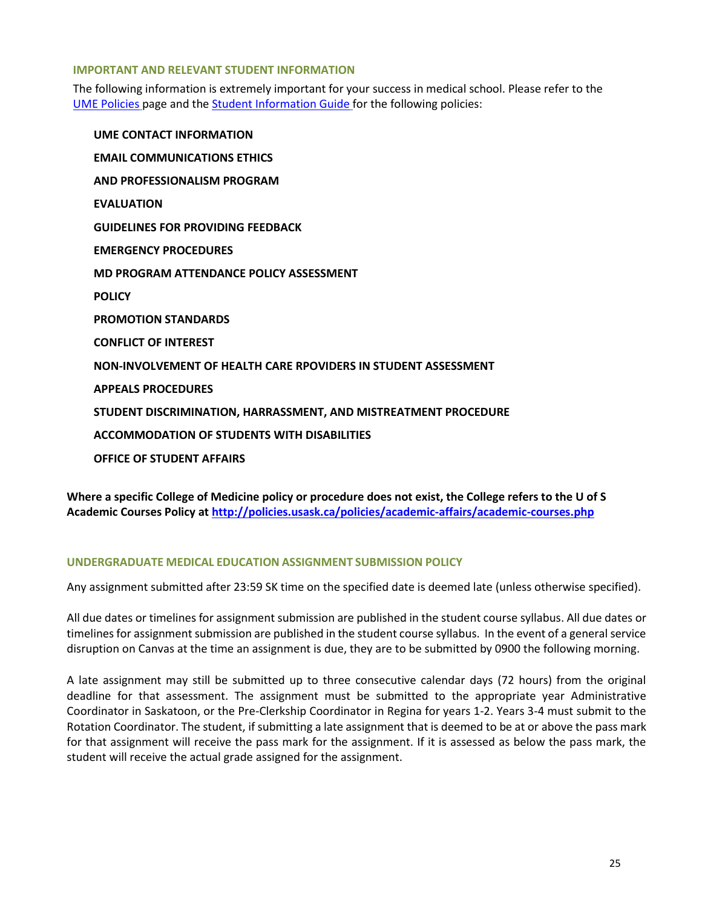## IMPORTANT AND RELEVANT STUDENT INFORMATION

The following information is extremely important for your success in medical school. Please refer to the [UME Policies](#) page and the [Student Information Guide](#) for the following policies:

**UME CONTACT INFORMATION**

**EMAIL COMMUNICATIONS ETHICS**

**AND PROFESSIONALISM PROGRAM**

**EVALUATION**

**GUIDELINES FOR PROVIDING FEEDBACK**

**EMERGENCY PROCEDURES**

**MD PROGRAM ATTENDANCE POLICY ASSESSMENT**

**POLICY**

**PROMOTION STANDARDS**

**CONFLICT OF INTEREST**

**NON-INVOLVEMENT OF HEALTH CARE RPOVIDERS IN STUDENT ASSESSMENT**

**APPEALS PROCEDURES**

**STUDENT DISCRIMINATION, HARRASSMENT, AND MISTREATMENT PROCEDURE**

**ACCOMMODATION OF STUDENTS WITH DISABILITIES**

**OFFICE OF STUDENT AFFAIRS**

**Where a specific College of Medicine policy or procedure does not exist, the College refers to the U of S Academic Courses Policy at [http://policies.usask.ca/policies/academic-affairs/academic-courses.php](http://policies.usask.ca/policies/academic-affairs/academic-courses.php)**

## UNDERGRADUATE MEDICAL EDUCATION ASSIGNMENT SUBMISSION POLICY

Any assignment submitted after 23:59 SK time on the specified date is deemed late (unless otherwise specified).

All due dates or timelines for assignment submission are published in the student course syllabus. All due dates or timelines for assignment submission are published in the student course syllabus. In the event of a general service disruption on Canvas at the time an assignment is due, they are to be submitted by 0900 the following morning.

A late assignment may still be submitted up to three consecutive calendar days (72 hours) from the original deadline for that assessment. The assignment must be submitted to the appropriate year Administrative Coordinator in Saskatoon, or the Pre-Clerkship Coordinator in Regina for years 1-2. Years 3-4 must submit to the Rotation Coordinator. The student, if submitting a late assignment that is deemed to be at or above the pass mark for that assignment will receive the pass mark for the assignment. If it is assessed as below the pass mark, the student will receive the actual grade assigned for the assignment.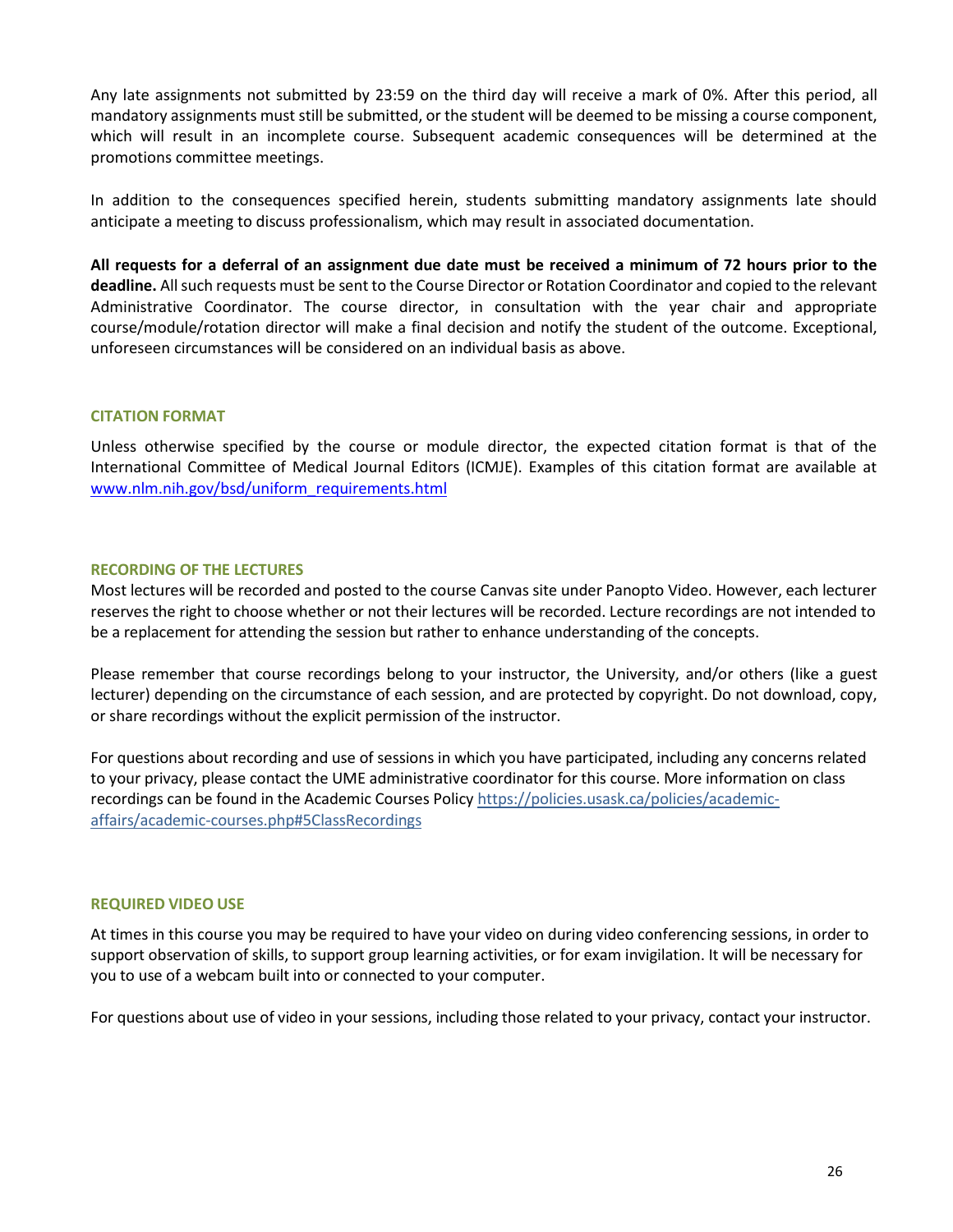Any late assignments not submitted by 23:59 on the third day will receive a mark of 0%. After this period, all mandatory assignments must still be submitted, or the student will be deemed to be missing a course component, which will result in an incomplete course. Subsequent academic consequences will be determined at the promotions committee meetings.

In addition to the consequences specified herein, students submitting mandatory assignments late should anticipate a meeting to discuss professionalism, which may result in associated documentation.

**All requests for a deferral of an assignment due date must be received a minimum of 72 hours prior to the deadline.** All such requests must be sent to the Course Director or Rotation Coordinator and copied to the relevant Administrative Coordinator. The course director, in consultation with the year chair and appropriate course/module/rotation director will make a final decision and notify the student of the outcome. Exceptional, unforeseen circumstances will be considered on an individual basis as above.

## CITATION FORMAT

Unless otherwise specified by the course or module director, the expected citation format is that of the International Committee of Medical Journal Editors (ICMJE). Examples of this citation format are available at [www.nlm.nih.gov/bsd/uniform_requirements.html](www.nlm.nih.gov/bsd/uniform_requirements.html)

## RECORDING OF THE LECTURES

Most lectures will be recorded and posted to the course Canvas site under Panopto Video. However, each lecturer reserves the right to choose whether or not their lectures will be recorded. Lecture recordings are not intended to be a replacement for attending the session but rather to enhance understanding of the concepts.

Please remember that course recordings belong to your instructor, the University, and/or others (like a guest lecturer) depending on the circumstance of each session, and are protected by copyright. Do not download, copy, or share recordings without the explicit permission of the instructor.

For questions about recording and use of sessions in which you have participated, including any concerns related to your privacy, please contact the UME administrative coordinator for this course. More information on class recordings can be found in the Academic Courses Policy [https://policies.usask.ca/policies/academic-affairs/academic-courses.php#5ClassRecordings](https://policies.usask.ca/policies/academic-affairs/academic-courses.php#5ClassRecordings)

## REQUIRED VIDEO USE

At times in this course you may be required to have your video on during video conferencing sessions, in order to support observation of skills, to support group learning activities, or for exam invigilation. It will be necessary for you to use of a webcam built into or connected to your computer.

For questions about use of video in your sessions, including those related to your privacy, contact your instructor.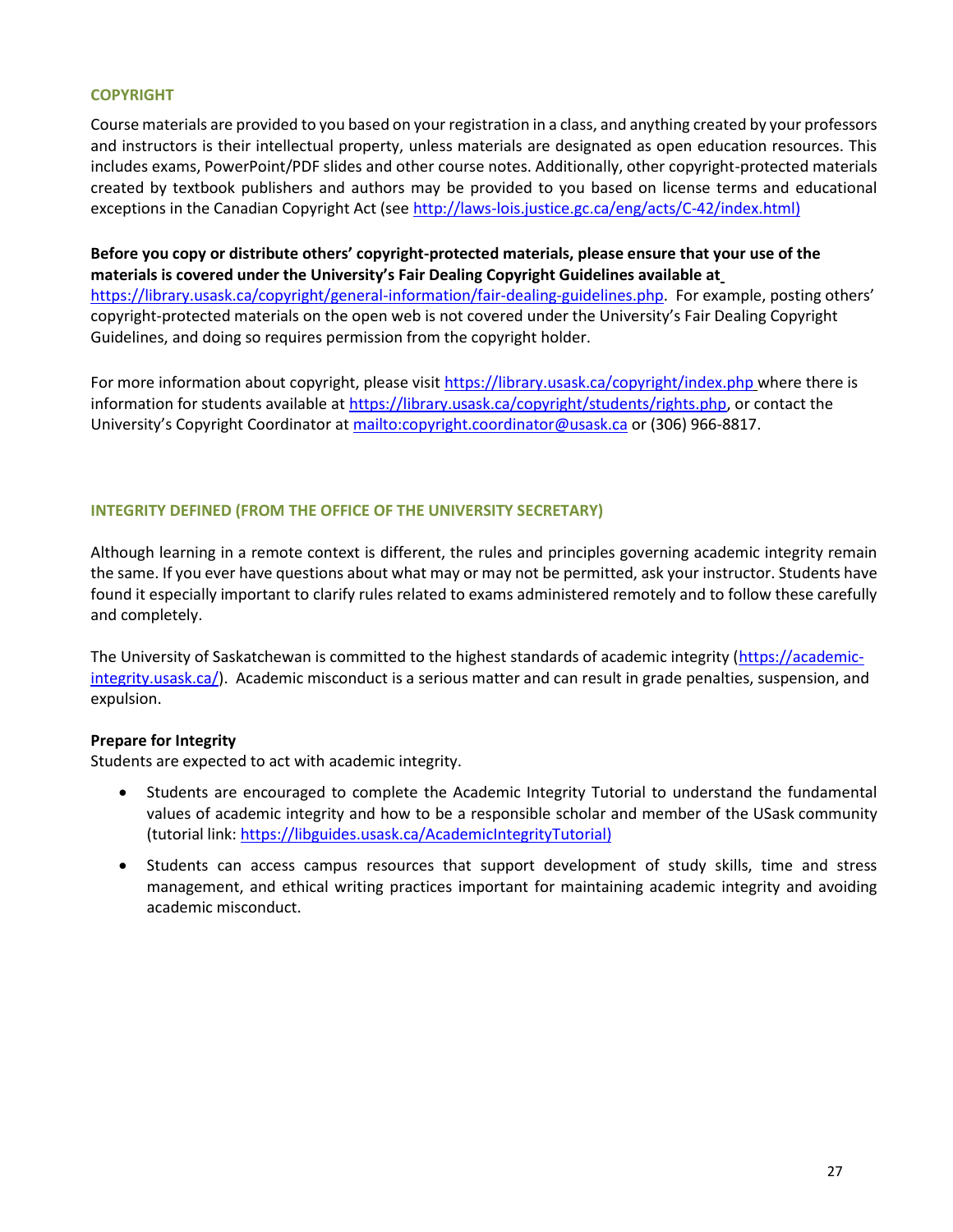## COPYRIGHT

Course materials are provided to you based on your registration in a class, and anything created by your professors and instructors is their intellectual property, unless materials are designated as open education resources. This includes exams, PowerPoint/PDF slides and other course notes. Additionally, other copyright-protected materials created by textbook publishers and authors may be provided to you based on license terms and educational exceptions in the Canadian Copyright Act (see [http://laws-lois.justice.gc.ca/eng/acts/C-42/index.html)](http://laws-lois.justice.gc.ca/eng/acts/C-42/index.html)

**Before you copy or distribute others' copyright-protected materials, please ensure that your use of the materials is covered under the University's Fair Dealing Copyright Guidelines available at** [https://library.usask.ca/copyright/general-information/fair-dealing-guidelines.php](https://library.usask.ca/copyright/general-information/fair-dealing-guidelines.php). For example, posting others' copyright-protected materials on the open web is not covered under the University's Fair Dealing Copyright Guidelines, and doing so requires permission from the copyright holder.

For more information about copyright, please visit [https://library.usask.ca/copyright/index.php](https://library.usask.ca/copyright/index.php) where there is information for students available at [https://library.usask.ca/copyright/students/rights.php](https://library.usask.ca/copyright/students/rights.php), or contact the University's Copyright Coordinator at [mailto:copyright.coordinator@usask.ca](mailto:copyright.coordinator@usask.ca) or (306) 966-8817.

## INTEGRITY DEFINED (FROM THE OFFICE OF THE UNIVERSITY SECRETARY)

Although learning in a remote context is different, the rules and principles governing academic integrity remain the same. If you ever have questions about what may or may not be permitted, ask your instructor. Students have found it especially important to clarify rules related to exams administered remotely and to follow these carefully and completely.

The University of Saskatchewan is committed to the highest standards of academic integrity ([https://academic-integrity.usask.ca/](https://academic-integrity.usask.ca/)). Academic misconduct is a serious matter and can result in grade penalties, suspension, and expulsion.

**Prepare for Integrity**
Students are expected to act with academic integrity.

- Students are encouraged to complete the Academic Integrity Tutorial to understand the fundamental values of academic integrity and how to be a responsible scholar and member of the USask community (tutorial link: [https://libguides.usask.ca/AcademicIntegrityTutorial)](https://libguides.usask.ca/AcademicIntegrityTutorial)
- Students can access campus resources that support development of study skills, time and stress management, and ethical writing practices important for maintaining academic integrity and avoiding academic misconduct.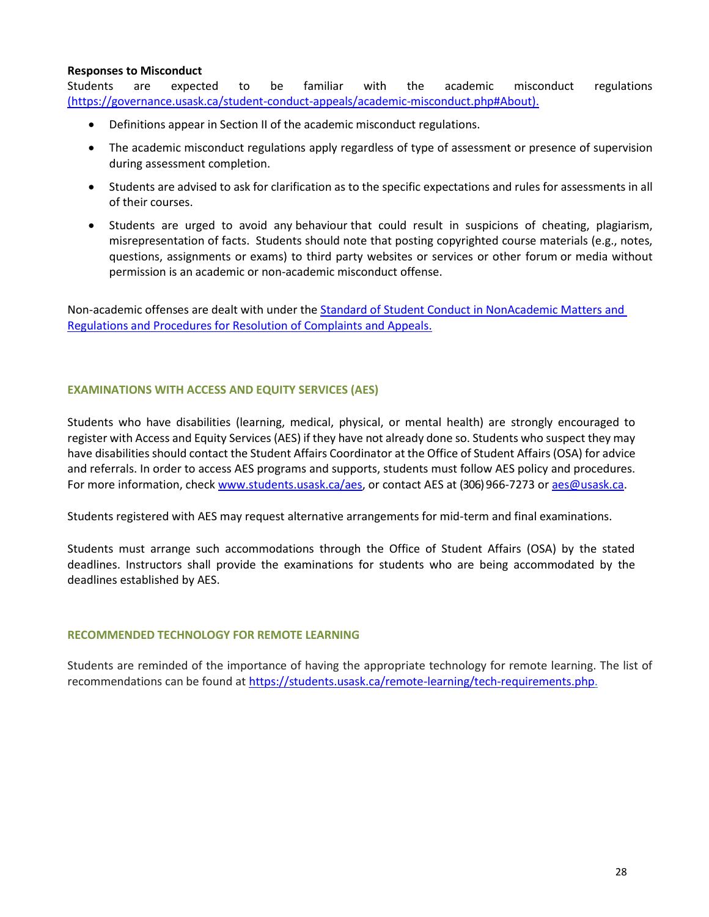**Responses to Misconduct**

Students are expected to be familiar with the academic misconduct regulations (https://governance.usask.ca/student-conduct-appeals/academic-misconduct.php#About).

- Definitions appear in Section II of the academic misconduct regulations.
- The academic misconduct regulations apply regardless of type of assessment or presence of supervision during assessment completion.
- Students are advised to ask for clarification as to the specific expectations and rules for assessments in all of their courses.
- Students are urged to avoid any behaviour that could result in suspicions of cheating, plagiarism, misrepresentation of facts. Students should note that posting copyrighted course materials (e.g., notes, questions, assignments or exams) to third party websites or services or other forum or media without permission is an academic or non-academic misconduct offense.

Non-academic offenses are dealt with under the Standard of Student Conduct in NonAcademic Matters and Regulations and Procedures for Resolution of Complaints and Appeals.

## EXAMINATIONS WITH ACCESS AND EQUITY SERVICES (AES)

Students who have disabilities (learning, medical, physical, or mental health) are strongly encouraged to register with Access and Equity Services (AES) if they have not already done so. Students who suspect they may have disabilities should contact the Student Affairs Coordinator at the Office of Student Affairs (OSA) for advice and referrals. In order to access AES programs and supports, students must follow AES policy and procedures. For more information, check www.students.usask.ca/aes, or contact AES at (306) 966-7273 or aes@usask.ca.

Students registered with AES may request alternative arrangements for mid-term and final examinations.

Students must arrange such accommodations through the Office of Student Affairs (OSA) by the stated deadlines. Instructors shall provide the examinations for students who are being accommodated by the deadlines established by AES.

## RECOMMENDED TECHNOLOGY FOR REMOTE LEARNING

Students are reminded of the importance of having the appropriate technology for remote learning. The list of recommendations can be found at https://students.usask.ca/remote-learning/tech-requirements.php.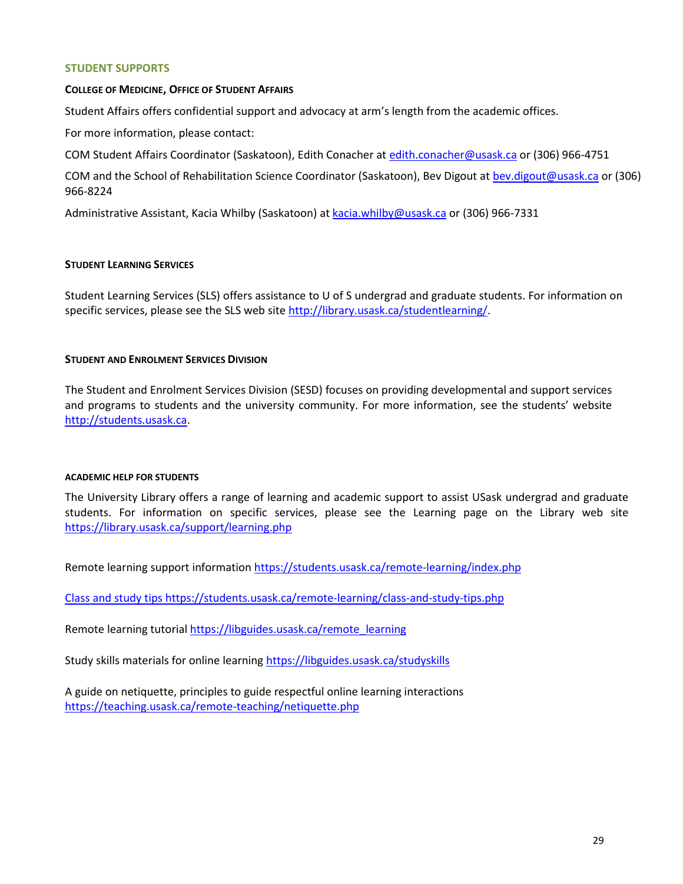## STUDENT SUPPORTS

### College of Medicine, Office of Student Affairs

Student Affairs offers confidential support and advocacy at arm's length from the academic offices.

For more information, please contact:

COM Student Affairs Coordinator (Saskatoon), Edith Conacher at edith.conacher@usask.ca or (306) 966-4751

COM and the School of Rehabilitation Science Coordinator (Saskatoon), Bev Digout at bev.digout@usask.ca or (306) 966-8224

Administrative Assistant, Kacia Whilby (Saskatoon) at kacia.whilby@usask.ca or (306) 966-7331

### Student Learning Services

Student Learning Services (SLS) offers assistance to U of S undergrad and graduate students. For information on specific services, please see the SLS web site http://library.usask.ca/studentlearning/.

### Student and Enrolment Services Division

The Student and Enrolment Services Division (SESD) focuses on providing developmental and support services and programs to students and the university community. For more information, see the students' website http://students.usask.ca.

### ACADEMIC HELP FOR STUDENTS

The University Library offers a range of learning and academic support to assist USask undergrad and graduate students. For information on specific services, please see the Learning page on the Library web site https://library.usask.ca/support/learning.php

Remote learning support information https://students.usask.ca/remote-learning/index.php

Class and study tips https://students.usask.ca/remote-learning/class-and-study-tips.php

Remote learning tutorial https://libguides.usask.ca/remote_learning

Study skills materials for online learning https://libguides.usask.ca/studyskills

A guide on netiquette, principles to guide respectful online learning interactions https://teaching.usask.ca/remote-teaching/netiquette.php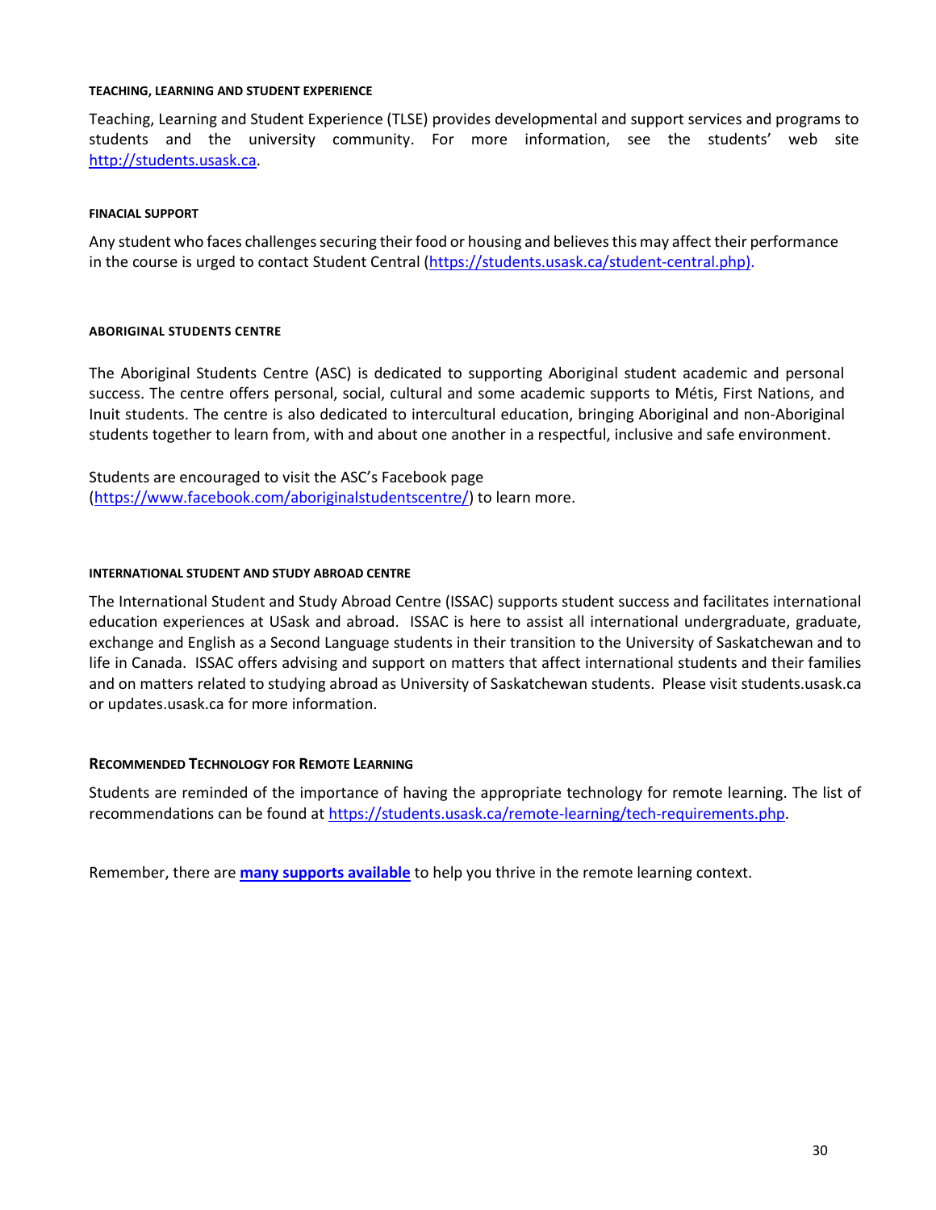#### TEACHING, LEARNING AND STUDENT EXPERIENCE

Teaching, Learning and Student Experience (TLSE) provides developmental and support services and programs to students and the university community. For more information, see the students' web site http://students.usask.ca.

#### FINACIAL SUPPORT

Any student who faces challenges securing their food or housing and believes this may affect their performance in the course is urged to contact Student Central (https://students.usask.ca/student-central.php).

#### ABORIGINAL STUDENTS CENTRE

The Aboriginal Students Centre (ASC) is dedicated to supporting Aboriginal student academic and personal success. The centre offers personal, social, cultural and some academic supports to Métis, First Nations, and Inuit students. The centre is also dedicated to intercultural education, bringing Aboriginal and non-Aboriginal students together to learn from, with and about one another in a respectful, inclusive and safe environment.

Students are encouraged to visit the ASC's Facebook page (https://www.facebook.com/aboriginalstudentscentre/) to learn more.

#### INTERNATIONAL STUDENT AND STUDY ABROAD CENTRE

The International Student and Study Abroad Centre (ISSAC) supports student success and facilitates international education experiences at USask and abroad. ISSAC is here to assist all international undergraduate, graduate, exchange and English as a Second Language students in their transition to the University of Saskatchewan and to life in Canada. ISSAC offers advising and support on matters that affect international students and their families and on matters related to studying abroad as University of Saskatchewan students. Please visit students.usask.ca or updates.usask.ca for more information.

#### RECOMMENDED TECHNOLOGY FOR REMOTE LEARNING

Students are reminded of the importance of having the appropriate technology for remote learning. The list of recommendations can be found at https://students.usask.ca/remote-learning/tech-requirements.php.

Remember, there are **many supports available** to help you thrive in the remote learning context.